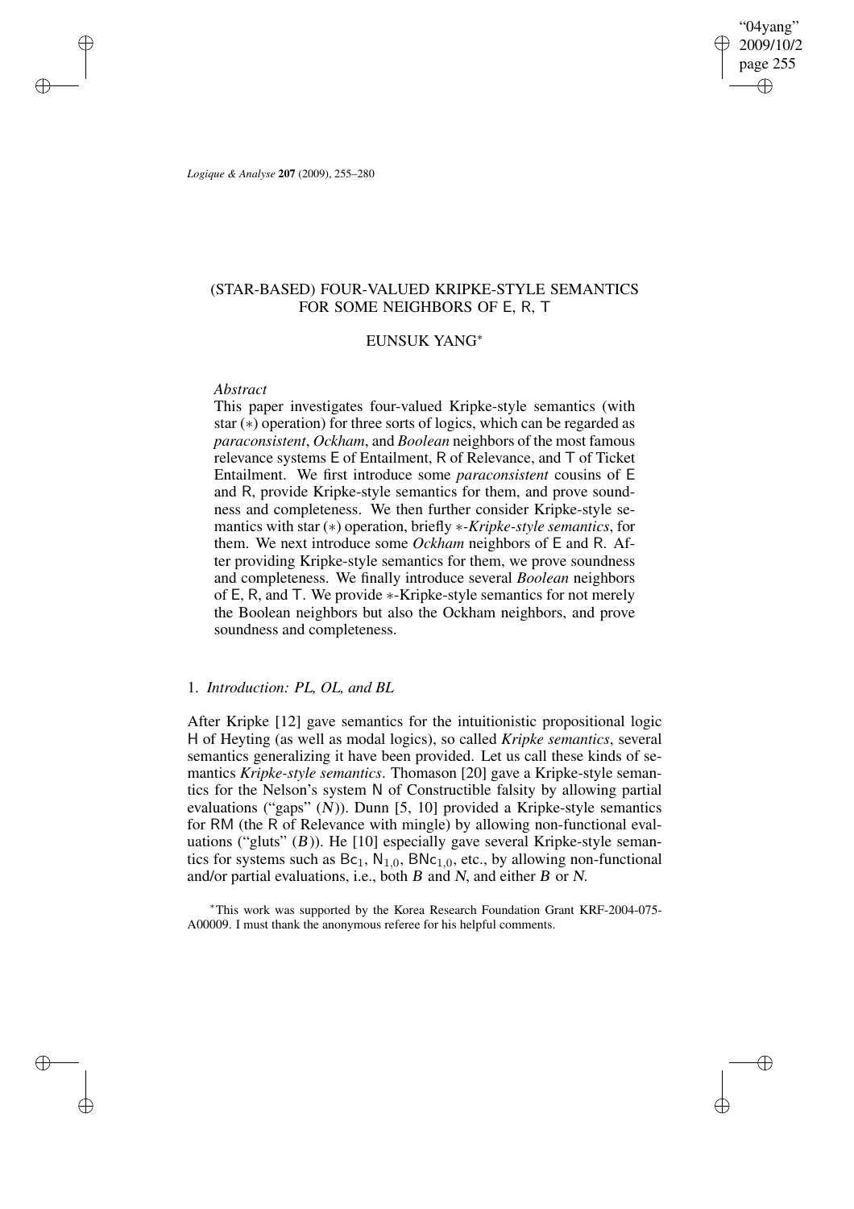# (STAR-BASED) FOUR-VALUED KRIPKE-STYLE SEMANTICS FOR SOME NEIGHBORS OF E, R, T

## EUNSUK YANG*

*Abstract*

This paper investigates four-valued Kripke-style semantics (with star ($*$) operation) for three sorts of logics, which can be regarded as *paraconsistent*, *Ockham*, and *Boolean* neighbors of the most famous relevance systems E of Entailment, R of Relevance, and T of Ticket Entailment. We first introduce some *paraconsistent* cousins of E and R, provide Kripke-style semantics for them, and prove soundness and completeness. We then further consider Kripke-style semantics with star ($*$) operation, briefly $*$-*Kripke-style semantics*, for them. We next introduce some *Ockham* neighbors of E and R. After providing Kripke-style semantics for them, we prove soundness and completeness. We finally introduce several *Boolean* neighbors of E, R, and T. We provide $*$-Kripke-style semantics for not merely the Boolean neighbors but also the Ockham neighbors, and prove soundness and completeness.

## 1. *Introduction: PL, OL, and BL*

After Kripke [12] gave semantics for the intuitionistic propositional logic H of Heyting (as well as modal logics), so called *Kripke semantics*, several semantics generalizing it have been provided. Let us call these kinds of semantics *Kripke-style semantics*. Thomason [20] gave a Kripke-style semantics for the Nelson's system N of Constructible falsity by allowing partial evaluations ("gaps" ($N$)). Dunn [5, 10] provided a Kripke-style semantics for RM (the R of Relevance with mingle) by allowing non-functional evaluations ("gluts" ($B$)). He [10] especially gave several Kripke-style semantics for systems such as $Bc_1$, $N_{1,0}$, $BNc_{1,0}$, etc., by allowing non-functional and/or partial evaluations, i.e., both $B$ and $N$, and either $B$ or $N$.

*This work was supported by the Korea Research Foundation Grant KRF-2004-075-A00009. I must thank the anonymous referee for his helpful comments.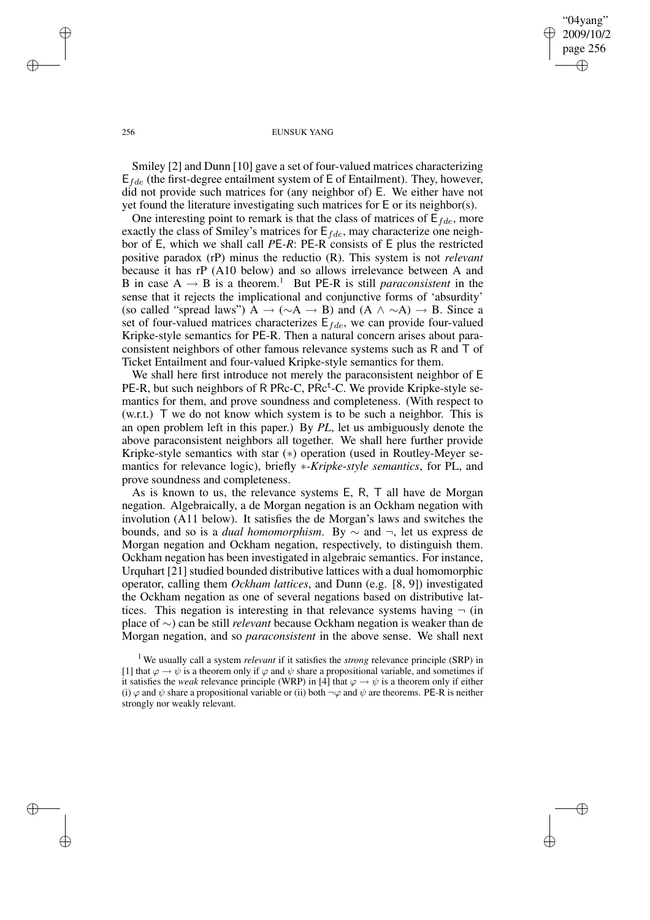Smiley [2] and Dunn [10] gave a set of four-valued matrices characterizing $\mathsf{E}_{fde}$ (the first-degree entailment system of $\mathsf{E}$ of Entailment). They, however, did not provide such matrices for (any neighbor of) $\mathsf{E}$. We either have not yet found the literature investigating such matrices for $\mathsf{E}$ or its neighbor(s).

One interesting point to remark is that the class of matrices of $\mathsf{E}_{fde}$, more exactly the class of Smiley's matrices for $\mathsf{E}_{fde}$, may characterize one neighbor of $\mathsf{E}$, which we shall call *P*E-*R*: PE-R consists of $\mathsf{E}$ plus the restricted positive paradox (rP) minus the reductio (R). This system is not *relevant* because it has rP (A10 below) and so allows irrelevance between A and B in case $A \to B$ is a theorem.[1] But PE-R is still *paraconsistent* in the sense that it rejects the implicational and conjunctive forms of 'absurdity' (so called "spread laws") $A \to (\sim A \to B)$ and $(A \wedge \sim A) \to B$. Since a set of four-valued matrices characterizes $\mathsf{E}_{fde}$, we can provide four-valued Kripke-style semantics for PE-R. Then a natural concern arises about paraconsistent neighbors of other famous relevance systems such as $\mathsf{R}$ and $\mathsf{T}$ of Ticket Entailment and four-valued Kripke-style semantics for them.

We shall here first introduce not merely the paraconsistent neighbor of $\mathsf{E}$ PE-R, but such neighbors of $\mathsf{R}$ PRc-C, $\mathrm{PRc}^{\mathsf{t}}$-C. We provide Kripke-style semantics for them, and prove soundness and completeness. (With respect to (w.r.t.) $\mathsf{T}$ we do not know which system is to be such a neighbor. This is an open problem left in this paper.) By *PL*, let us ambiguously denote the above paraconsistent neighbors all together. We shall here further provide Kripke-style semantics with star ($*$) operation (used in Routley-Meyer semantics for relevance logic), briefly $*$-*Kripke-style semantics*, for PL, and prove soundness and completeness.

As is known to us, the relevance systems $\mathsf{E}$, $\mathsf{R}$, $\mathsf{T}$ all have de Morgan negation. Algebraically, a de Morgan negation is an Ockham negation with involution (A11 below). It satisfies the de Morgan's laws and switches the bounds, and so is a *dual homomorphism*. By $\sim$ and $\neg$, let us express de Morgan negation and Ockham negation, respectively, to distinguish them. Ockham negation has been investigated in algebraic semantics. For instance, Urquhart [21] studied bounded distributive lattices with a dual homomorphic operator, calling them *Ockham lattices*, and Dunn (e.g. [8, 9]) investigated the Ockham negation as one of several negations based on distributive lattices. This negation is interesting in that relevance systems having $\neg$ (in place of $\sim$) can be still *relevant* because Ockham negation is weaker than de Morgan negation, and so *paraconsistent* in the above sense. We shall next

[1] We usually call a system *relevant* if it satisfies the *strong* relevance principle (SRP) in [1] that $\varphi \to \psi$ is a theorem only if $\varphi$ and $\psi$ share a propositional variable, and sometimes if it satisfies the *weak* relevance principle (WRP) in [4] that $\varphi \to \psi$ is a theorem only if either (i) $\varphi$ and $\psi$ share a propositional variable or (ii) both $\neg\varphi$ and $\psi$ are theorems. PE-R is neither strongly nor weakly relevant.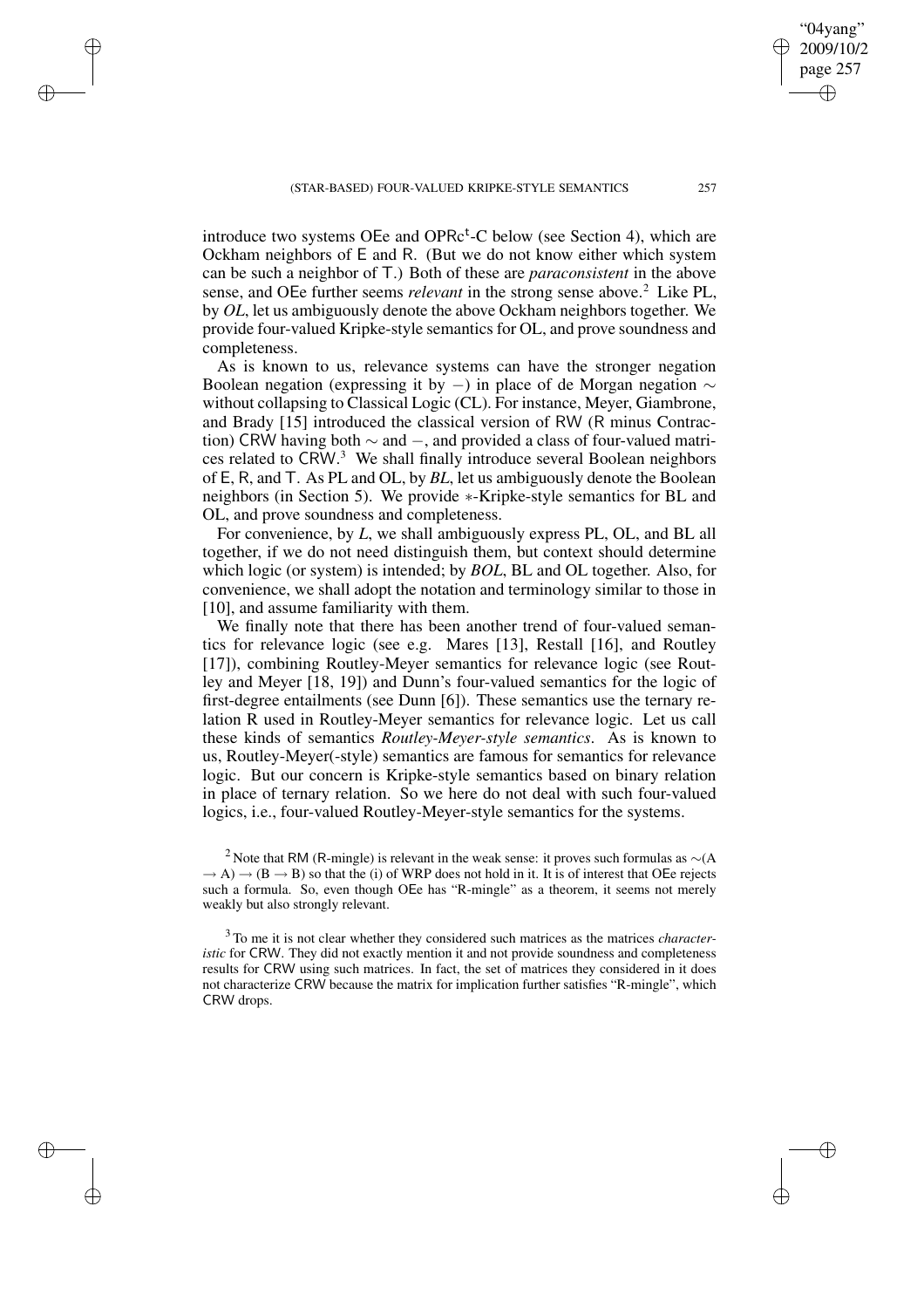introduce two systems OEe and $\mathsf{OPRc^t}$-C below (see Section 4), which are Ockham neighbors of E and R. (But we do not know either which system can be such a neighbor of T.) Both of these are *paraconsistent* in the above sense, and OEe further seems *relevant* in the strong sense above.[2] Like PL, by *OL*, let us ambiguously denote the above Ockham neighbors together. We provide four-valued Kripke-style semantics for OL, and prove soundness and completeness.

As is known to us, relevance systems can have the stronger negation Boolean negation (expressing it by $-$) in place of de Morgan negation $\sim$ without collapsing to Classical Logic (CL). For instance, Meyer, Giambrone, and Brady [15] introduced the classical version of RW (R minus Contraction) CRW having both $\sim$ and $-$, and provided a class of four-valued matrices related to CRW.[3] We shall finally introduce several Boolean neighbors of E, R, and T. As PL and OL, by *BL*, let us ambiguously denote the Boolean neighbors (in Section 5). We provide $*$-Kripke-style semantics for BL and OL, and prove soundness and completeness.

For convenience, by *L*, we shall ambiguously express PL, OL, and BL all together, if we do not need distinguish them, but context should determine which logic (or system) is intended; by *BOL*, BL and OL together. Also, for convenience, we shall adopt the notation and terminology similar to those in [10], and assume familiarity with them.

We finally note that there has been another trend of four-valued semantics for relevance logic (see e.g. Mares [13], Restall [16], and Routley [17]), combining Routley-Meyer semantics for relevance logic (see Routley and Meyer [18, 19]) and Dunn's four-valued semantics for the logic of first-degree entailments (see Dunn [6]). These semantics use the ternary relation R used in Routley-Meyer semantics for relevance logic. Let us call these kinds of semantics *Routley-Meyer-style semantics*. As is known to us, Routley-Meyer(-style) semantics are famous for semantics for relevance logic. But our concern is Kripke-style semantics based on binary relation in place of ternary relation. So we here do not deal with such four-valued logics, i.e., four-valued Routley-Meyer-style semantics for the systems.

[2] Note that RM (R-mingle) is relevant in the weak sense: it proves such formulas as $\sim(A \to A) \to (B \to B)$ so that the (i) of WRP does not hold in it. It is of interest that OEe rejects such a formula. So, even though OEe has "R-mingle" as a theorem, it seems not merely weakly but also strongly relevant.

[3] To me it is not clear whether they considered such matrices as the matrices *characteristic* for CRW. They did not exactly mention it and not provide soundness and completeness results for CRW using such matrices. In fact, the set of matrices they considered in it does not characterize CRW because the matrix for implication further satisfies "R-mingle", which CRW drops.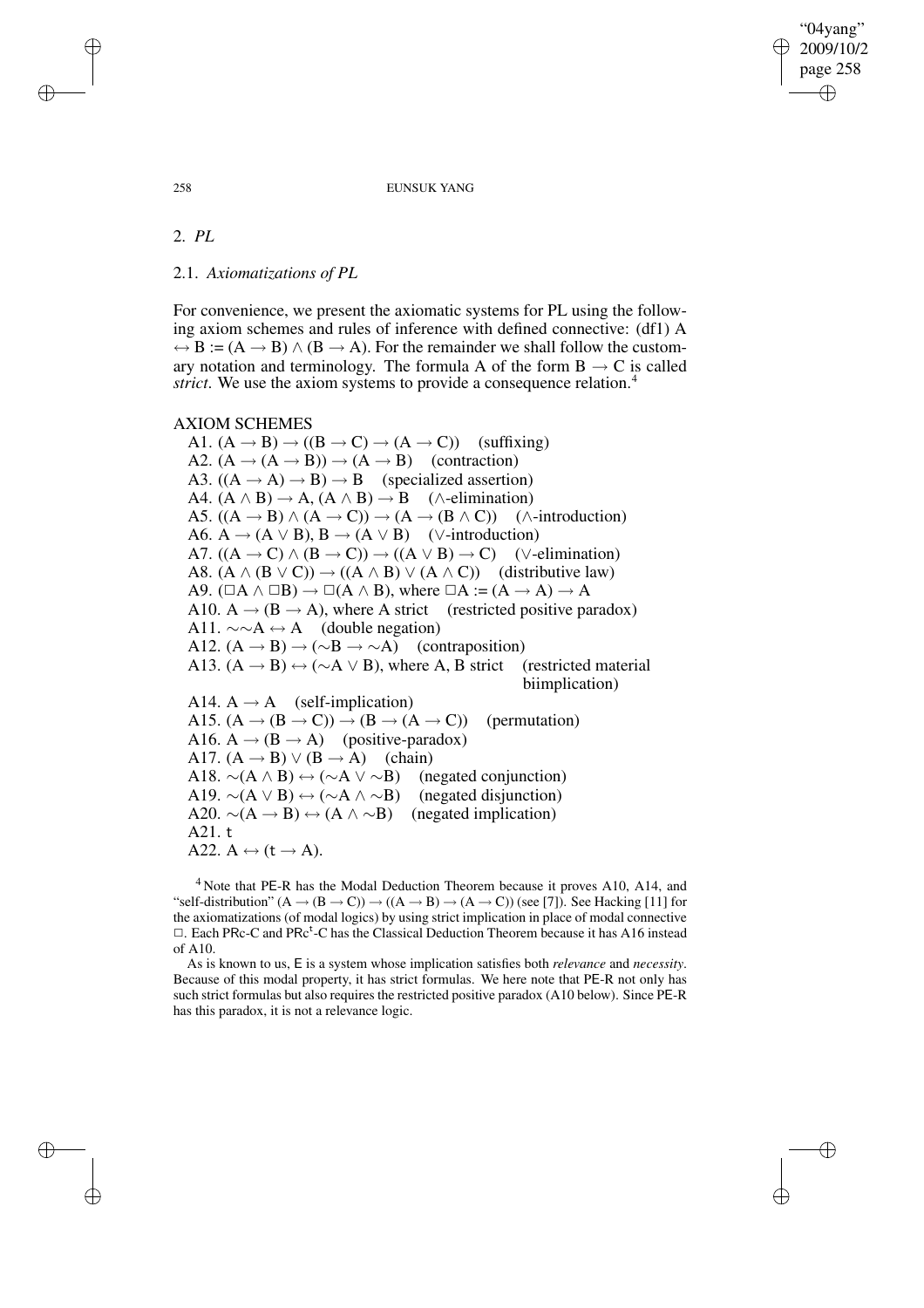## 2. *PL*

### 2.1. *Axiomatizations of PL*

For convenience, we present the axiomatic systems for PL using the following axiom schemes and rules of inference with defined connective: (df1) $A \leftrightarrow B := (A \to B) \wedge (B \to A)$. For the remainder we shall follow the customary notation and terminology. The formula A of the form $B \to C$ is called *strict*. We use the axiom systems to provide a consequence relation.[4]

AXIOM SCHEMES

A1. $(A \to B) \to ((B \to C) \to (A \to C))$ (suffixing)
A2. $(A \to (A \to B)) \to (A \to B)$ (contraction)
A3. $((A \to A) \to B) \to B$ (specialized assertion)
A4. $(A \wedge B) \to A$, $(A \wedge B) \to B$ ($\wedge$-elimination)
A5. $((A \to B) \wedge (A \to C)) \to (A \to (B \wedge C))$ ($\wedge$-introduction)
A6. $A \to (A \vee B)$, $B \to (A \vee B)$ ($\vee$-introduction)
A7. $((A \to C) \wedge (B \to C)) \to ((A \vee B) \to C)$ ($\vee$-elimination)
A8. $(A \wedge (B \vee C)) \to ((A \wedge B) \vee (A \wedge C))$ (distributive law)
A9. $(\Box A \wedge \Box B) \to \Box(A \wedge B)$, where $\Box A := (A \to A) \to A$
A10. $A \to (B \to A)$, where A strict (restricted positive paradox)
A11. $\sim\sim A \leftrightarrow A$ (double negation)
A12. $(A \to B) \to (\sim B \to \sim A)$ (contraposition)
A13. $(A \to B) \leftrightarrow (\sim A \vee B)$, where A, B strict (restricted material biimplication)
A14. $A \to A$ (self-implication)
A15. $(A \to (B \to C)) \to (B \to (A \to C))$ (permutation)
A16. $A \to (B \to A)$ (positive-paradox)
A17. $(A \to B) \vee (B \to A)$ (chain)
A18. $\sim(A \wedge B) \leftrightarrow (\sim A \vee \sim B)$ (negated conjunction)
A19. $\sim(A \vee B) \leftrightarrow (\sim A \wedge \sim B)$ (negated disjunction)
A20. $\sim(A \to B) \leftrightarrow (A \wedge \sim B)$ (negated implication)
A21. t
A22. $A \leftrightarrow (t \to A)$.

[4] Note that PE-R has the Modal Deduction Theorem because it proves A10, A14, and "self-distribution" $(A \to (B \to C)) \to ((A \to B) \to (A \to C))$ (see [7]). See Hacking [11] for the axiomatizations (of modal logics) by using strict implication in place of modal connective $\Box$. Each PRc-C and PRc$^t$-C has the Classical Deduction Theorem because it has A16 instead of A10.

As is known to us, E is a system whose implication satisfies both *relevance* and *necessity*. Because of this modal property, it has strict formulas. We here note that PE-R not only has such strict formulas but also requires the restricted positive paradox (A10 below). Since PE-R has this paradox, it is not a relevance logic.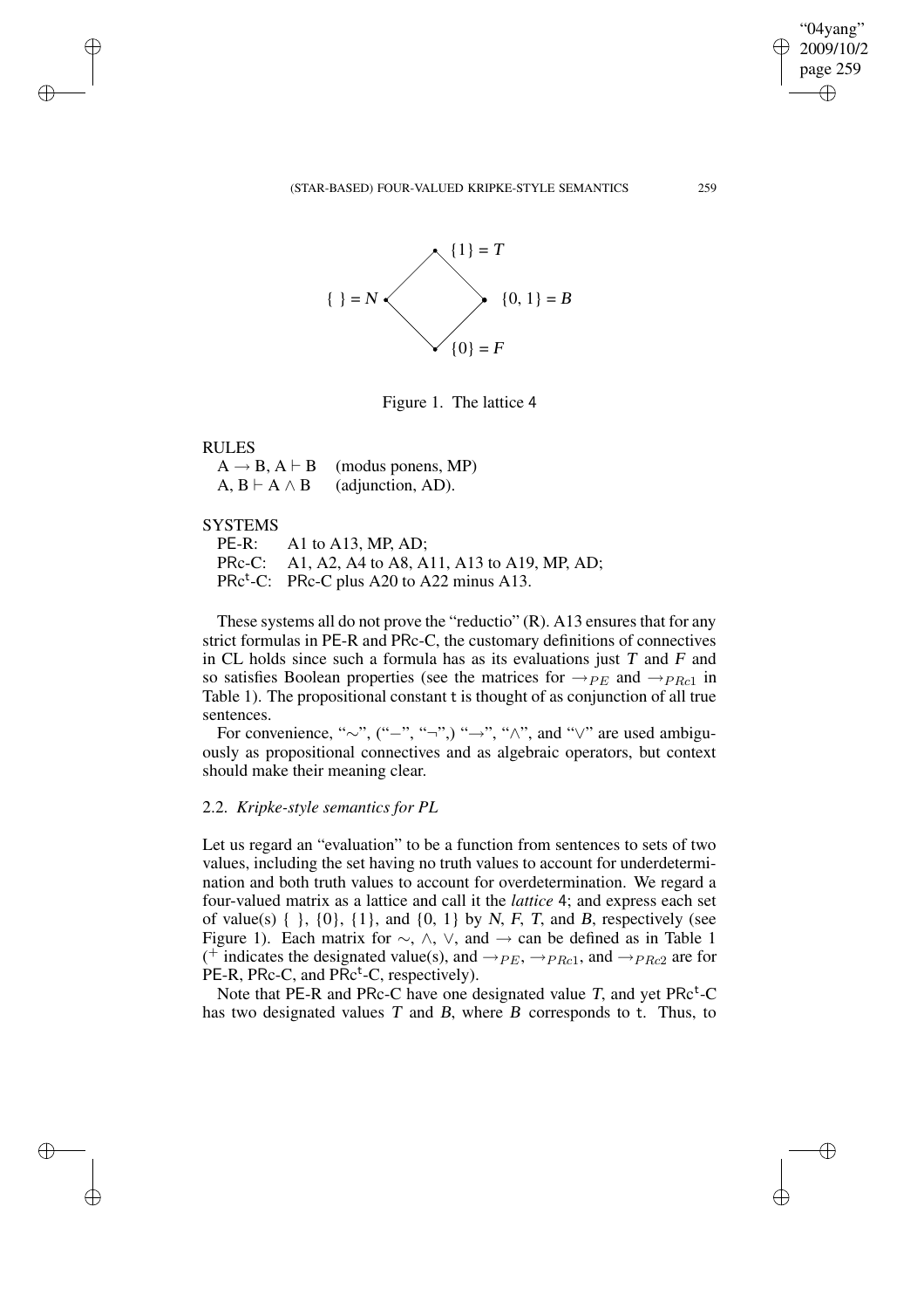Figure 1. The lattice 4

RULES

$A \rightarrow B, A \vdash B$ (modus ponens, MP)
$A, B \vdash A \wedge B$ (adjunction, AD).

SYSTEMS

PE-R: A1 to A13, MP, AD;
PRc-C: A1, A2, A4 to A8, A11, A13 to A19, MP, AD;
PRc$^{\mathsf{t}}$-C: PRc-C plus A20 to A22 minus A13.

These systems all do not prove the "reductio" (R). A13 ensures that for any strict formulas in PE-R and PRc-C, the customary definitions of connectives in CL holds since such a formula has as its evaluations just *T* and *F* and so satisfies Boolean properties (see the matrices for $\rightarrow_{PE}$ and $\rightarrow_{PRc1}$ in Table 1). The propositional constant t is thought of as conjunction of all true sentences.

For convenience, "$\sim$", ("$-$", "$\neg$",) "$\rightarrow$", "$\wedge$", and "$\vee$" are used ambiguously as propositional connectives and as algebraic operators, but context should make their meaning clear.

### 2.2. *Kripke-style semantics for PL*

Let us regard an "evaluation" to be a function from sentences to sets of two values, including the set having no truth values to account for underdetermination and both truth values to account for overdetermination. We regard a four-valued matrix as a lattice and call it the *lattice* 4; and express each set of value(s) { }, {0}, {1}, and {0, 1} by *N*, *F*, *T*, and *B*, respectively (see Figure 1). Each matrix for $\sim$, $\wedge$, $\vee$, and $\rightarrow$ can be defined as in Table 1 ($^{+}$ indicates the designated value(s), and $\rightarrow_{PE}$, $\rightarrow_{PRc1}$, and $\rightarrow_{PRc2}$ are for PE-R, PRc-C, and PRc$^{\mathsf{t}}$-C, respectively).

Note that PE-R and PRc-C have one designated value *T*, and yet PRc$^{\mathsf{t}}$-C has two designated values *T* and *B*, where *B* corresponds to t. Thus, to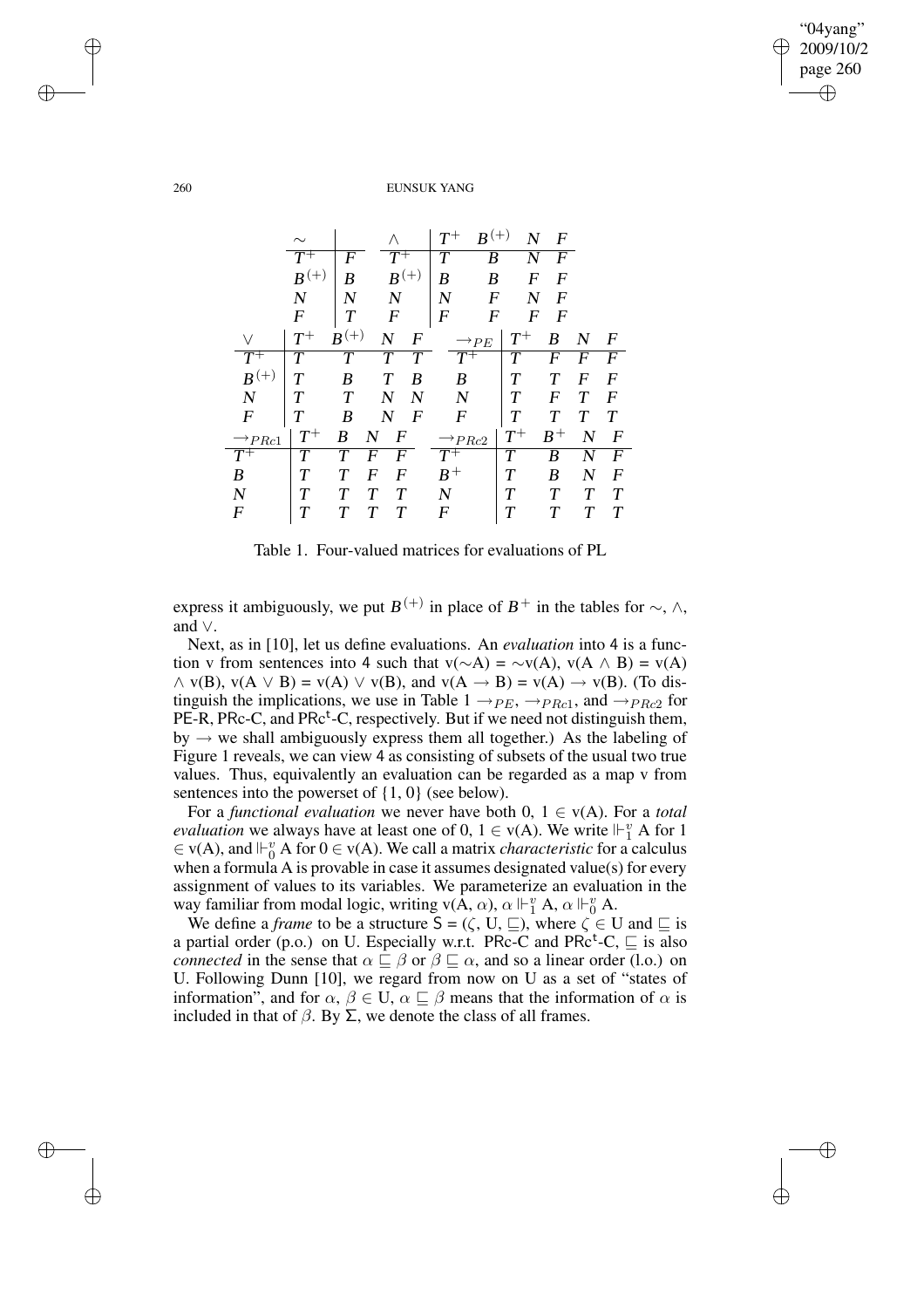| $\sim$ | |
|---|---|
| $T^+$ | $F$ |
| $B^{(+)}$ | $B$ |
| $N$ | $N$ |
| $F$ | $T$ |

| $\wedge$ | $T^+$ | $B^{(+)}$ | $N$ | $F$ |
|---|---|---|---|---|
| $T^+$ | $T$ | $B$ | $N$ | $F$ |
| $B^{(+)}$ | $B$ | $B$ | $F$ | $F$ |
| $N$ | $N$ | $F$ | $N$ | $F$ |
| $F$ | $F$ | $F$ | $F$ | $F$ |

| $\vee$ | $T^+$ | $B^{(+)}$ | $N$ | $F$ |
|---|---|---|---|---|
| $T^+$ | $T$ | $T$ | $T$ | $T$ |
| $B^{(+)}$ | $T$ | $B$ | $T$ | $B$ |
| $N$ | $T$ | $T$ | $N$ | $N$ |
| $F$ | $T$ | $B$ | $N$ | $F$ |

| $\rightarrow_{PE}$ | $T^+$ | $B$ | $N$ | $F$ |
|---|---|---|---|---|
| $T^+$ | $T$ | $F$ | $F$ | $F$ |
| $B$ | $T$ | $T$ | $F$ | $F$ |
| $N$ | $T$ | $F$ | $T$ | $F$ |
| $F$ | $T$ | $T$ | $T$ | $T$ |

| $\rightarrow_{PRc1}$ | $T^+$ | $B$ | $N$ | $F$ |
|---|---|---|---|---|
| $T^+$ | $T$ | $T$ | $F$ | $F$ |
| $B$ | $T$ | $T$ | $F$ | $F$ |
| $N$ | $T$ | $T$ | $T$ | $T$ |
| $F$ | $T$ | $T$ | $T$ | $T$ |

| $\rightarrow_{PRc2}$ | $T^+$ | $B^+$ | $N$ | $F$ |
|---|---|---|---|---|
| $T^+$ | $T$ | $B$ | $N$ | $F$ |
| $B^+$ | $T$ | $B$ | $N$ | $F$ |
| $N$ | $T$ | $T$ | $T$ | $T$ |
| $F$ | $T$ | $T$ | $T$ | $T$ |

Table 1. Four-valued matrices for evaluations of PL

express it ambiguously, we put $B^{(+)}$ in place of $B^+$ in the tables for $\sim$, $\wedge$, and $\vee$.

Next, as in [10], let us define evaluations. An *evaluation* into 4 is a function v from sentences into 4 such that v($\sim$A) = $\sim$v(A), v(A $\wedge$ B) = v(A) $\wedge$ v(B), v(A $\vee$ B) = v(A) $\vee$ v(B), and v(A $\rightarrow$ B) = v(A) $\rightarrow$ v(B). (To distinguish the implications, we use in Table 1 $\rightarrow_{PE}$, $\rightarrow_{PRc1}$, and $\rightarrow_{PRc2}$ for PE-R, PRc-C, and PRc$^t$-C, respectively. But if we need not distinguish them, by $\rightarrow$ we shall ambiguously express them all together.) As the labeling of Figure 1 reveals, we can view 4 as consisting of subsets of the usual two true values. Thus, equivalently an evaluation can be regarded as a map v from sentences into the powerset of {1, 0} (see below).

For a *functional evaluation* we never have both 0, 1 $\in$ v(A). For a *total evaluation* we always have at least one of 0, 1 $\in$ v(A). We write $\Vdash_1^v$ A for 1 $\in$ v(A), and $\Vdash_0^v$ A for 0 $\in$ v(A). We call a matrix *characteristic* for a calculus when a formula A is provable in case it assumes designated value(s) for every assignment of values to its variables. We parameterize an evaluation in the way familiar from modal logic, writing v(A, $\alpha$), $\alpha \Vdash_1^v$ A, $\alpha \Vdash_0^v$ A.

We define a *frame* to be a structure S = ($\zeta$, U, $\sqsubseteq$), where $\zeta \in$ U and $\sqsubseteq$ is a partial order (p.o.) on U. Especially w.r.t. PRc-C and PRc$^t$-C, $\sqsubseteq$ is also *connected* in the sense that $\alpha \sqsubseteq \beta$ or $\beta \sqsubseteq \alpha$, and so a linear order (l.o.) on U. Following Dunn [10], we regard from now on U as a set of "states of information", and for $\alpha$, $\beta \in$ U, $\alpha \sqsubseteq \beta$ means that the information of $\alpha$ is included in that of $\beta$. By $\Sigma$, we denote the class of all frames.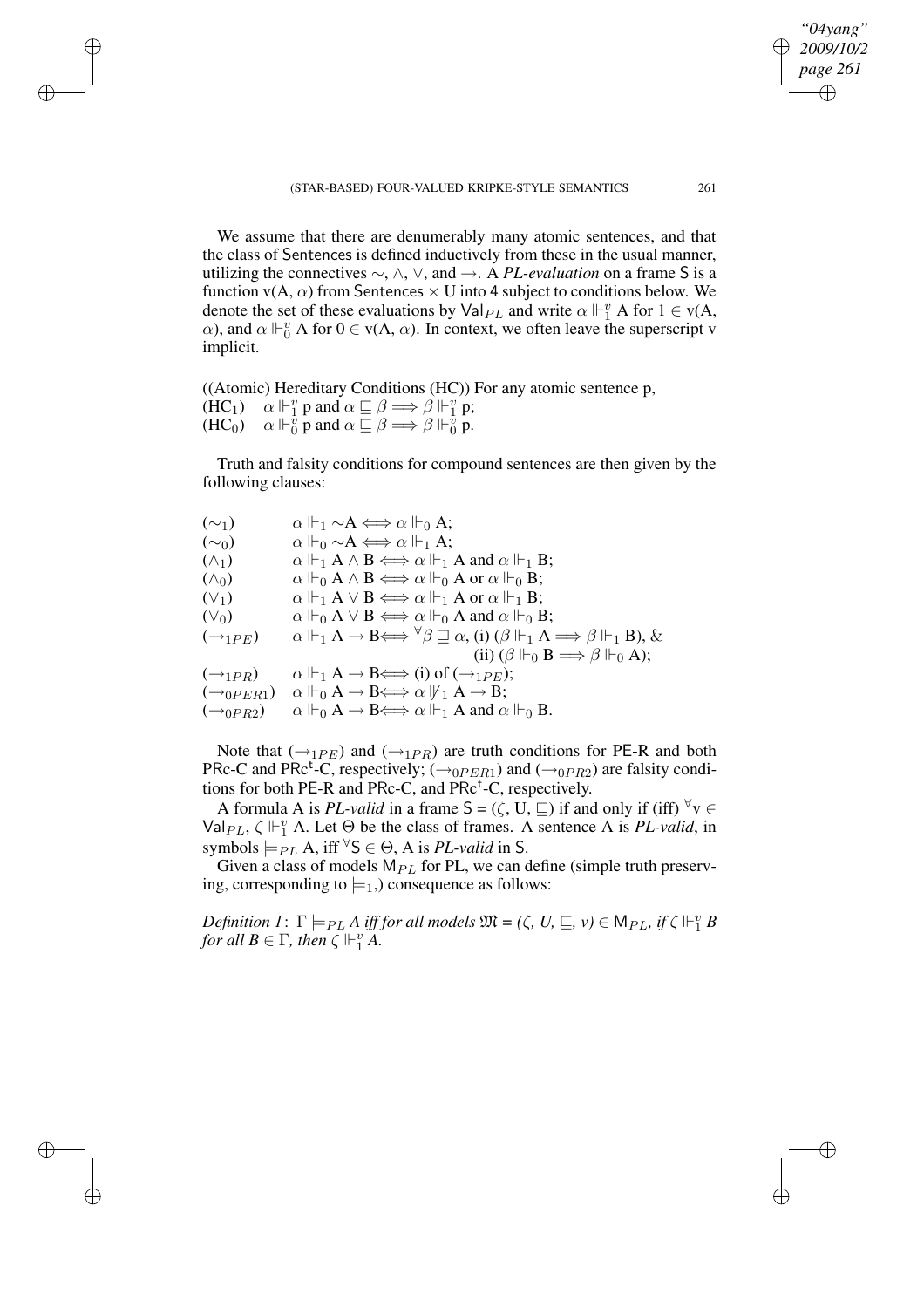We assume that there are denumerably many atomic sentences, and that the class of Sentences is defined inductively from these in the usual manner, utilizing the connectives $\sim$, $\wedge$, $\vee$, and $\rightarrow$. A *PL-evaluation* on a frame S is a function v(A, $\alpha$) from Sentences $\times$ U into 4 subject to conditions below. We denote the set of these evaluations by $\mathsf{Val}_{PL}$ and write $\alpha \Vdash^v_1$ A for $1 \in$ v(A, $\alpha$), and $\alpha \Vdash^v_0$ A for $0 \in$ v(A, $\alpha$). In context, we often leave the superscript v implicit.

((Atomic) Hereditary Conditions (HC)) For any atomic sentence p,
(HC$_1$) $\quad \alpha \Vdash^v_1$ p and $\alpha \sqsubseteq \beta \Longrightarrow \beta \Vdash^v_1$ p;
(HC$_0$) $\quad \alpha \Vdash^v_0$ p and $\alpha \sqsubseteq \beta \Longrightarrow \beta \Vdash^v_0$ p.

Truth and falsity conditions for compound sentences are then given by the following clauses:

($\sim_1$) $\quad \alpha \Vdash_1 \sim$A $\Longleftrightarrow \alpha \Vdash_0$ A;
($\sim_0$) $\quad \alpha \Vdash_0 \sim$A $\Longleftrightarrow \alpha \Vdash_1$ A;
($\wedge_1$) $\quad \alpha \Vdash_1$ A $\wedge$ B $\Longleftrightarrow \alpha \Vdash_1$ A and $\alpha \Vdash_1$ B;
($\wedge_0$) $\quad \alpha \Vdash_0$ A $\wedge$ B $\Longleftrightarrow \alpha \Vdash_0$ A or $\alpha \Vdash_0$ B;
($\vee_1$) $\quad \alpha \Vdash_1$ A $\vee$ B $\Longleftrightarrow \alpha \Vdash_1$ A or $\alpha \Vdash_1$ B;
($\vee_0$) $\quad \alpha \Vdash_0$ A $\vee$ B $\Longleftrightarrow \alpha \Vdash_0$ A and $\alpha \Vdash_0$ B;
($\rightarrow_{1PE}$) $\quad \alpha \Vdash_1$ A $\rightarrow$ B$\Longleftrightarrow {}^{\forall}\beta \sqsupseteq \alpha$, (i) ($\beta \Vdash_1$ A $\Longrightarrow \beta \Vdash_1$ B), &
(ii) ($\beta \Vdash_0$ B $\Longrightarrow \beta \Vdash_0$ A);
($\rightarrow_{1PR}$) $\quad \alpha \Vdash_1$ A $\rightarrow$ B$\Longleftrightarrow$ (i) of ($\rightarrow_{1PE}$);
($\rightarrow_{0PER1}$) $\quad \alpha \Vdash_0$ A $\rightarrow$ B$\Longleftrightarrow \alpha \nVdash_1$ A $\rightarrow$ B;
($\rightarrow_{0PR2}$) $\quad \alpha \Vdash_0$ A $\rightarrow$ B$\Longleftrightarrow \alpha \Vdash_1$ A and $\alpha \Vdash_0$ B.

Note that ($\rightarrow_{1PE}$) and ($\rightarrow_{1PR}$) are truth conditions for PE-R and both PRc-C and PRc$^{\mathsf{t}}$-C, respectively; ($\rightarrow_{0PER1}$) and ($\rightarrow_{0PR2}$) are falsity conditions for both PE-R and PRc-C, and PRc$^{\mathsf{t}}$-C, respectively.

A formula A is *PL-valid* in a frame S = ($\zeta$, U, $\sqsubseteq$) if and only if (iff) ${}^{\forall}$v $\in \mathsf{Val}_{PL}$, $\zeta \Vdash^v_1$ A. Let $\Theta$ be the class of frames. A sentence A is *PL-valid*, in symbols $\models_{PL}$ A, iff ${}^{\forall}$S $\in \Theta$, A is *PL-valid* in S.

Given a class of models $\mathsf{M}_{PL}$ for PL, we can define (simple truth preserving, corresponding to $\models_1$,) consequence as follows:

*Definition 1*: $\Gamma \models_{PL}$ *A iff for all models* $\mathfrak{M}$ = *($\zeta$, U, $\sqsubseteq$, v)* $\in \mathsf{M}_{PL}$, *if* $\zeta \Vdash^v_1$ *B for all B* $\in \Gamma$, *then* $\zeta \Vdash^v_1$ *A.*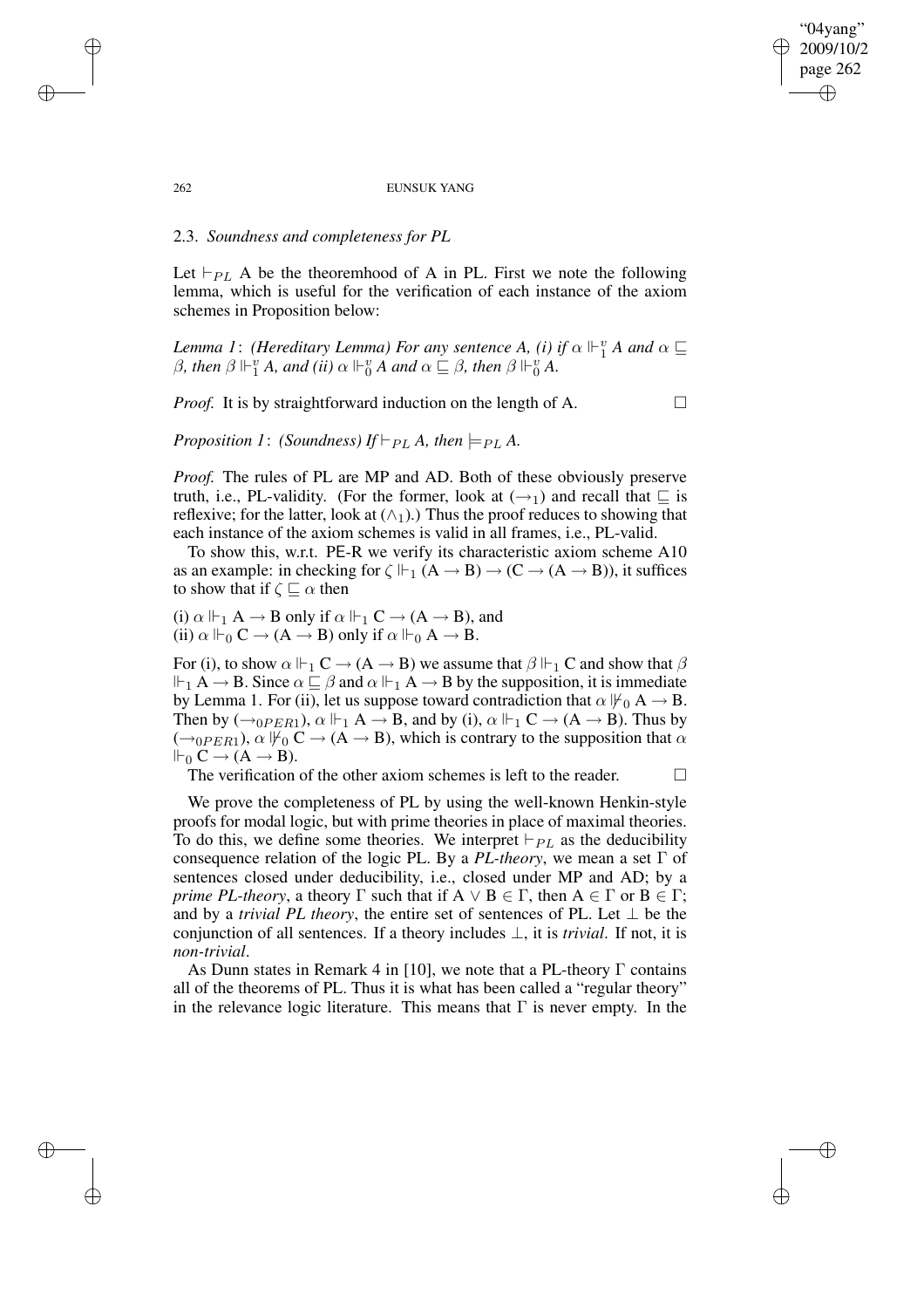### 2.3. *Soundness and completeness for PL*

Let $\vdash_{PL}$ A be the theoremhood of A in PL. First we note the following lemma, which is useful for the verification of each instance of the axiom schemes in Proposition below:

*Lemma 1*: *(Hereditary Lemma) For any sentence A, (i) if $\alpha \Vdash_1^v A$ and $\alpha \sqsubseteq \beta$, then $\beta \Vdash_1^v A$, and (ii) $\alpha \Vdash_0^v A$ and $\alpha \sqsubseteq \beta$, then $\beta \Vdash_0^v A$.*

*Proof.* It is by straightforward induction on the length of A. □

*Proposition 1*: *(Soundness) If $\vdash_{PL}$ A, then $\models_{PL}$ A.*

*Proof.* The rules of PL are MP and AD. Both of these obviously preserve truth, i.e., PL-validity. (For the former, look at $(\rightarrow_1)$ and recall that $\sqsubseteq$ is reflexive; for the latter, look at $(\wedge_1)$.) Thus the proof reduces to showing that each instance of the axiom schemes is valid in all frames, i.e., PL-valid.

To show this, w.r.t. PE-R we verify its characteristic axiom scheme A10 as an example: in checking for $\zeta \Vdash_1 (A \rightarrow B) \rightarrow (C \rightarrow (A \rightarrow B))$, it suffices to show that if $\zeta \sqsubseteq \alpha$ then

(i) $\alpha \Vdash_1 A \rightarrow B$ only if $\alpha \Vdash_1 C \rightarrow (A \rightarrow B)$, and
(ii) $\alpha \Vdash_0 C \rightarrow (A \rightarrow B)$ only if $\alpha \Vdash_0 A \rightarrow B$.

For (i), to show $\alpha \Vdash_1 C \rightarrow (A \rightarrow B)$ we assume that $\beta \Vdash_1 C$ and show that $\beta \Vdash_1 A \rightarrow B$. Since $\alpha \sqsubseteq \beta$ and $\alpha \Vdash_1 A \rightarrow B$ by the supposition, it is immediate by Lemma 1. For (ii), let us suppose toward contradiction that $\alpha \nVdash_0 A \rightarrow B$. Then by $(\rightarrow_{0PER1})$, $\alpha \Vdash_1 A \rightarrow B$, and by (i), $\alpha \Vdash_1 C \rightarrow (A \rightarrow B)$. Thus by $(\rightarrow_{0PER1})$, $\alpha \nVdash_0 C \rightarrow (A \rightarrow B)$, which is contrary to the supposition that $\alpha \Vdash_0 C \rightarrow (A \rightarrow B)$.

The verification of the other axiom schemes is left to the reader. □

We prove the completeness of PL by using the well-known Henkin-style proofs for modal logic, but with prime theories in place of maximal theories. To do this, we define some theories. We interpret $\vdash_{PL}$ as the deducibility consequence relation of the logic PL. By a *PL-theory*, we mean a set $\Gamma$ of sentences closed under deducibility, i.e., closed under MP and AD; by a *prime PL-theory*, a theory $\Gamma$ such that if $A \vee B \in \Gamma$, then $A \in \Gamma$ or $B \in \Gamma$; and by a *trivial PL theory*, the entire set of sentences of PL. Let $\perp$ be the conjunction of all sentences. If a theory includes $\perp$, it is *trivial*. If not, it is *non-trivial*.

As Dunn states in Remark 4 in [10], we note that a PL-theory $\Gamma$ contains all of the theorems of PL. Thus it is what has been called a "regular theory" in the relevance logic literature. This means that $\Gamma$ is never empty. In the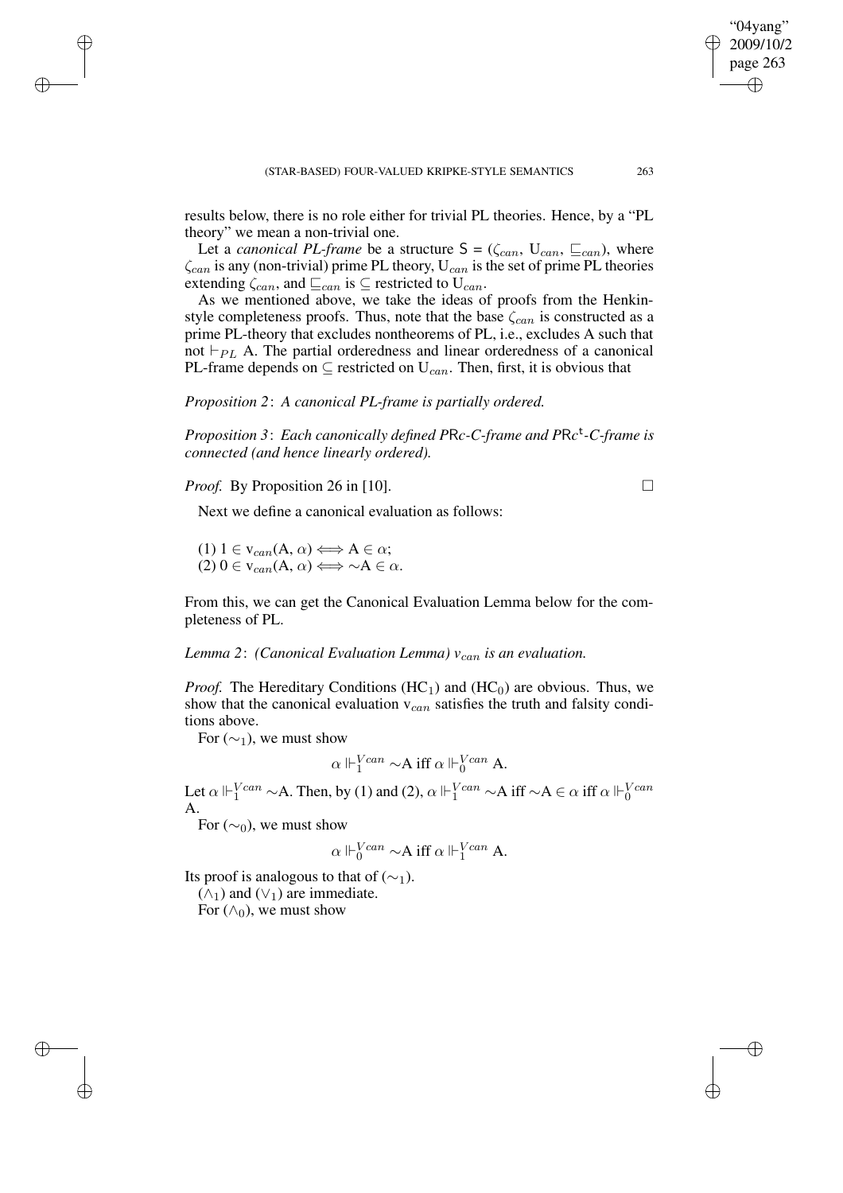results below, there is no role either for trivial PL theories. Hence, by a "PL theory" we mean a non-trivial one.

Let a *canonical PL-frame* be a structure $\mathsf{S} = (\zeta_{can}, \mathrm{U}_{can}, \sqsubseteq_{can})$, where $\zeta_{can}$ is any (non-trivial) prime PL theory, $\mathrm{U}_{can}$ is the set of prime PL theories extending $\zeta_{can}$, and $\sqsubseteq_{can}$ is $\subseteq$ restricted to $\mathrm{U}_{can}$.

As we mentioned above, we take the ideas of proofs from the Henkin-style completeness proofs. Thus, note that the base $\zeta_{can}$ is constructed as a prime PL-theory that excludes nontheorems of PL, i.e., excludes A such that not $\vdash_{PL}$ A. The partial orderedness and linear orderedness of a canonical PL-frame depends on $\subseteq$ restricted on $\mathrm{U}_{can}$. Then, first, it is obvious that

*Proposition 2*: *A canonical PL-frame is partially ordered.*

*Proposition 3*: *Each canonically defined P*R*c-C-frame and P*R*c*$^{\mathsf{t}}$*-C-frame is connected (and hence linearly ordered).*

*Proof.* By Proposition 26 in [10]. □

Next we define a canonical evaluation as follows:

(1) $1 \in \mathrm{v}_{can}(\mathrm{A}, \alpha) \Longleftrightarrow \mathrm{A} \in \alpha$;
(2) $0 \in \mathrm{v}_{can}(\mathrm{A}, \alpha) \Longleftrightarrow {\sim}\mathrm{A} \in \alpha$.

From this, we can get the Canonical Evaluation Lemma below for the completeness of PL.

*Lemma 2*: *(Canonical Evaluation Lemma) $v_{can}$ is an evaluation.*

*Proof.* The Hereditary Conditions ($\mathrm{HC}_1$) and ($\mathrm{HC}_0$) are obvious. Thus, we show that the canonical evaluation $\mathrm{v}_{can}$ satisfies the truth and falsity conditions above.

For (${\sim}_1$), we must show

$$\alpha \Vdash_1^{Vcan} {\sim}\mathrm{A} \text{ iff } \alpha \Vdash_0^{Vcan} \mathrm{A}.$$

Let $\alpha \Vdash_1^{Vcan} {\sim}\mathrm{A}$. Then, by (1) and (2), $\alpha \Vdash_1^{Vcan} {\sim}\mathrm{A}$ iff ${\sim}\mathrm{A} \in \alpha$ iff $\alpha \Vdash_0^{Vcan}$ A.

For (${\sim}_0$), we must show

$$\alpha \Vdash_0^{Vcan} {\sim}\mathrm{A} \text{ iff } \alpha \Vdash_1^{Vcan} \mathrm{A}.$$

Its proof is analogous to that of (${\sim}_1$).

($\wedge_1$) and ($\vee_1$) are immediate.

For ($\wedge_0$), we must show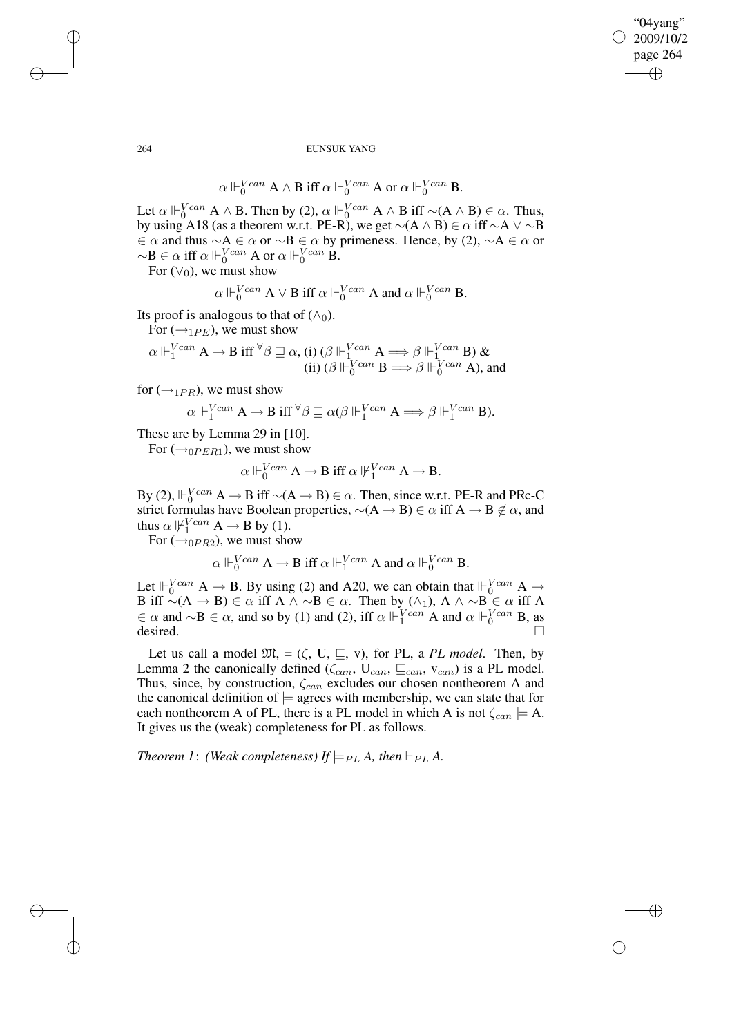$$\alpha \Vdash_0^{Vcan} \mathrm{A} \wedge \mathrm{B} \text{ iff } \alpha \Vdash_0^{Vcan} \mathrm{A} \text{ or } \alpha \Vdash_0^{Vcan} \mathrm{B}.$$

Let $\alpha \Vdash_0^{Vcan} \mathrm{A} \wedge \mathrm{B}$. Then by (2), $\alpha \Vdash_0^{Vcan} \mathrm{A} \wedge \mathrm{B}$ iff $\sim(\mathrm{A} \wedge \mathrm{B}) \in \alpha$. Thus, by using A18 (as a theorem w.r.t. PE-R), we get $\sim(\mathrm{A} \wedge \mathrm{B}) \in \alpha$ iff $\sim\mathrm{A} \vee \sim\mathrm{B} \in \alpha$ and thus $\sim\mathrm{A} \in \alpha$ or $\sim\mathrm{B} \in \alpha$ by primeness. Hence, by (2), $\sim\mathrm{A} \in \alpha$ or $\sim\mathrm{B} \in \alpha$ iff $\alpha \Vdash_0^{Vcan} \mathrm{A}$ or $\alpha \Vdash_0^{Vcan} \mathrm{B}$.

For $(\vee_0)$, we must show

$$\alpha \Vdash_0^{Vcan} \mathrm{A} \vee \mathrm{B} \text{ iff } \alpha \Vdash_0^{Vcan} \mathrm{A} \text{ and } \alpha \Vdash_0^{Vcan} \mathrm{B}.$$

Its proof is analogous to that of $(\wedge_0)$.

For $(\rightarrow_{1PE})$, we must show

$$\alpha \Vdash_1^{Vcan} \mathrm{A} \rightarrow \mathrm{B} \text{ iff } {}^{\forall}\beta \sqsupseteq \alpha, \text{(i) } (\beta \Vdash_1^{Vcan} \mathrm{A} \Longrightarrow \beta \Vdash_1^{Vcan} \mathrm{B}) \text{ \& (ii) } (\beta \Vdash_0^{Vcan} \mathrm{B} \Longrightarrow \beta \Vdash_0^{Vcan} \mathrm{A}), \text{ and}$$

for $(\rightarrow_{1PR})$, we must show

$$\alpha \Vdash_1^{Vcan} \mathrm{A} \rightarrow \mathrm{B} \text{ iff } {}^{\forall}\beta \sqsupseteq \alpha(\beta \Vdash_1^{Vcan} \mathrm{A} \Longrightarrow \beta \Vdash_1^{Vcan} \mathrm{B}).$$

These are by Lemma 29 in [10].

For $(\rightarrow_{0PER1})$, we must show

$$\alpha \Vdash_0^{Vcan} \mathrm{A} \rightarrow \mathrm{B} \text{ iff } \alpha \nVdash_1^{Vcan} \mathrm{A} \rightarrow \mathrm{B}.$$

By (2), $\Vdash_0^{Vcan} \mathrm{A} \rightarrow \mathrm{B}$ iff $\sim(\mathrm{A} \rightarrow \mathrm{B}) \in \alpha$. Then, since w.r.t. PE-R and PRc-C strict formulas have Boolean properties, $\sim(\mathrm{A} \rightarrow \mathrm{B}) \in \alpha$ iff $\mathrm{A} \rightarrow \mathrm{B} \notin \alpha$, and thus $\alpha \nVdash_1^{Vcan} \mathrm{A} \rightarrow \mathrm{B}$ by (1).

For $(\rightarrow_{0PR2})$, we must show

$$\alpha \Vdash_0^{Vcan} \mathrm{A} \rightarrow \mathrm{B} \text{ iff } \alpha \Vdash_1^{Vcan} \mathrm{A} \text{ and } \alpha \Vdash_0^{Vcan} \mathrm{B}.$$

Let $\Vdash_0^{Vcan} \mathrm{A} \rightarrow \mathrm{B}$. By using (2) and A20, we can obtain that $\Vdash_0^{Vcan} \mathrm{A} \rightarrow \mathrm{B}$ iff $\sim(\mathrm{A} \rightarrow \mathrm{B}) \in \alpha$ iff $\mathrm{A} \wedge \sim\mathrm{B} \in \alpha$. Then by $(\wedge_1)$, $\mathrm{A} \wedge \sim\mathrm{B} \in \alpha$ iff $\mathrm{A} \in \alpha$ and $\sim\mathrm{B} \in \alpha$, and so by (1) and (2), iff $\alpha \Vdash_1^{Vcan} \mathrm{A}$ and $\alpha \Vdash_0^{Vcan} \mathrm{B}$, as desired. □

Let us call a model $\mathfrak{M}$, = ($\zeta$, U, $\sqsubseteq$, v), for PL, a *PL model*. Then, by Lemma 2 the canonically defined ($\zeta_{can}$, $\mathrm{U}_{can}$, $\sqsubseteq_{can}$, $\mathrm{v}_{can}$) is a PL model. Thus, since, by construction, $\zeta_{can}$ excludes our chosen nontheorem A and the canonical definition of $\models$ agrees with membership, we can state that for each nontheorem A of PL, there is a PL model in which A is not $\zeta_{can} \models \mathrm{A}$. It gives us the (weak) completeness for PL as follows.

*Theorem 1*: *(Weak completeness) If* $\models_{PL}$ *A, then* $\vdash_{PL}$ *A.*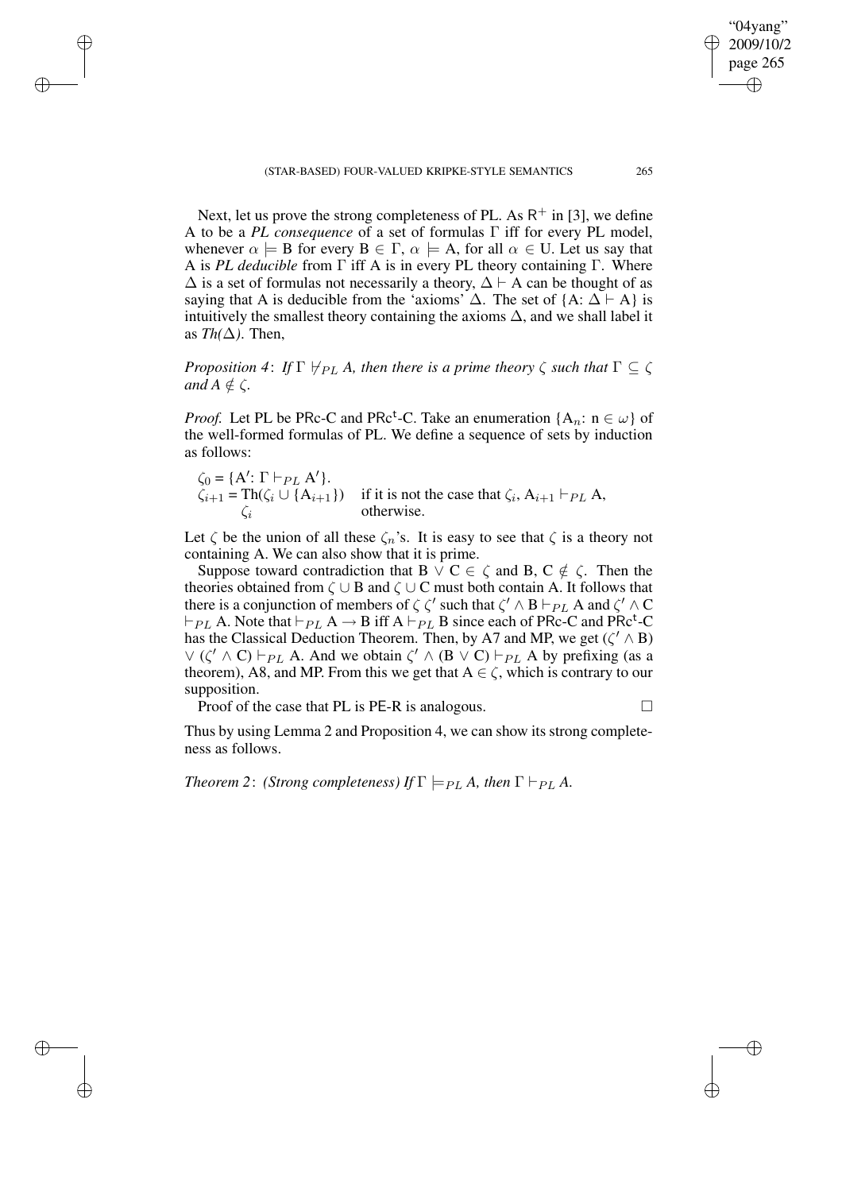Next, let us prove the strong completeness of PL. As $\mathsf{R}^+$ in [3], we define A to be a *PL consequence* of a set of formulas $\Gamma$ iff for every PL model, whenever $\alpha \models$ B for every B $\in \Gamma$, $\alpha \models$ A, for all $\alpha \in$ U. Let us say that A is *PL deducible* from $\Gamma$ iff A is in every PL theory containing $\Gamma$. Where $\Delta$ is a set of formulas not necessarily a theory, $\Delta \vdash$ A can be thought of as saying that A is deducible from the 'axioms' $\Delta$. The set of {A: $\Delta \vdash$ A} is intuitively the smallest theory containing the axioms $\Delta$, and we shall label it as *Th($\Delta$)*. Then,

*Proposition 4*: *If $\Gamma \nvdash_{PL}$ A, then there is a prime theory $\zeta$ such that $\Gamma \subseteq \zeta$ and A $\notin \zeta$.*

*Proof.* Let PL be PRc-C and PRc$^\mathsf{t}$-C. Take an enumeration {$\mathrm{A}_n$: n $\in \omega$} of the well-formed formulas of PL. We define a sequence of sets by induction as follows:

$\zeta_0$ = {A$'$: $\Gamma \vdash_{PL}$ A$'$}.
$\zeta_{i+1}$ = Th($\zeta_i \cup$ {$\mathrm{A}_{i+1}$}) if it is not the case that $\zeta_i$, $\mathrm{A}_{i+1} \vdash_{PL}$ A,
$\zeta_i$ otherwise.

Let $\zeta$ be the union of all these $\zeta_n$'s. It is easy to see that $\zeta$ is a theory not containing A. We can also show that it is prime.

Suppose toward contradiction that B $\vee$ C $\in \zeta$ and B, C $\notin \zeta$. Then the theories obtained from $\zeta \cup$ B and $\zeta \cup$ C must both contain A. It follows that there is a conjunction of members of $\zeta$ $\zeta'$ such that $\zeta' \wedge$ B $\vdash_{PL}$ A and $\zeta' \wedge$ C $\vdash_{PL}$ A. Note that $\vdash_{PL}$ A $\rightarrow$ B iff A $\vdash_{PL}$ B since each of PRc-C and PRc$^\mathsf{t}$-C has the Classical Deduction Theorem. Then, by A7 and MP, we get ($\zeta' \wedge$ B) $\vee$ ($\zeta' \wedge$ C) $\vdash_{PL}$ A. And we obtain $\zeta' \wedge$ (B $\vee$ C) $\vdash_{PL}$ A by prefixing (as a theorem), A8, and MP. From this we get that A $\in \zeta$, which is contrary to our supposition.

Proof of the case that PL is PE-R is analogous. □

Thus by using Lemma 2 and Proposition 4, we can show its strong completeness as follows.

*Theorem 2*: *(Strong completeness) If $\Gamma \models_{PL}$ A, then $\Gamma \vdash_{PL}$ A.*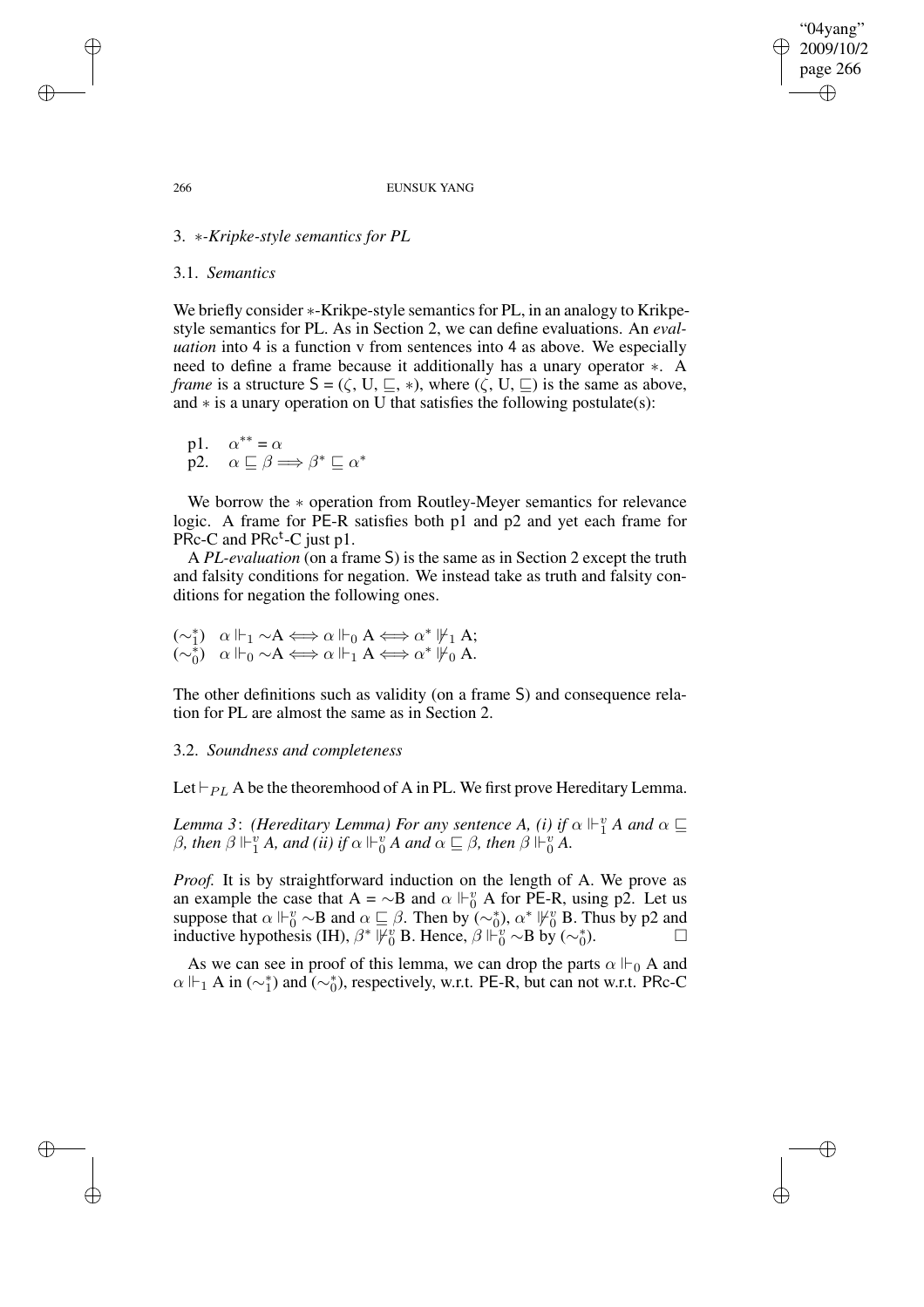## 3. ∗-*Kripke-style semantics for PL*

### 3.1. *Semantics*

We briefly consider ∗-Krikpe-style semantics for PL, in an analogy to Krikpe-style semantics for PL. As in Section 2, we can define evaluations. An *evaluation* into 4 is a function v from sentences into 4 as above. We especially need to define a frame because it additionally has a unary operator ∗. A *frame* is a structure $\mathsf{S} = (\zeta, \mathrm{U}, \sqsubseteq, *)$, where $(\zeta, \mathrm{U}, \sqsubseteq)$ is the same as above, and ∗ is a unary operation on U that satisfies the following postulate(s):

p1. $\alpha^{**} = \alpha$
p2. $\alpha \sqsubseteq \beta \Longrightarrow \beta^* \sqsubseteq \alpha^*$

We borrow the ∗ operation from Routley-Meyer semantics for relevance logic. A frame for PE-R satisfies both p1 and p2 and yet each frame for PRc-C and $\mathrm{PRc^t}$-C just p1.

A *PL-evaluation* (on a frame S) is the same as in Section 2 except the truth and falsity conditions for negation. We instead take as truth and falsity conditions for negation the following ones.

$(\sim_1^*)$ $\alpha \Vdash_1 \sim\mathrm{A} \Longleftrightarrow \alpha \Vdash_0 \mathrm{A} \Longleftrightarrow \alpha^* \nVdash_1 \mathrm{A}$;
$(\sim_0^*)$ $\alpha \Vdash_0 \sim\mathrm{A} \Longleftrightarrow \alpha \Vdash_1 \mathrm{A} \Longleftrightarrow \alpha^* \nVdash_0 \mathrm{A}$.

The other definitions such as validity (on a frame S) and consequence relation for PL are almost the same as in Section 2.

### 3.2. *Soundness and completeness*

Let $\vdash_{PL}$ A be the theoremhood of A in PL. We first prove Hereditary Lemma.

*Lemma 3*: *(Hereditary Lemma) For any sentence A, (i) if $\alpha \Vdash_1^v$ A and $\alpha \sqsubseteq \beta$, then $\beta \Vdash_1^v$ A, and (ii) if $\alpha \Vdash_0^v$ A and $\alpha \sqsubseteq \beta$, then $\beta \Vdash_0^v$ A.*

*Proof.* It is by straightforward induction on the length of A. We prove as an example the case that A = ∼B and $\alpha \Vdash_0^v$ A for PE-R, using p2. Let us suppose that $\alpha \Vdash_0^v \sim$B and $\alpha \sqsubseteq \beta$. Then by $(\sim_0^*)$, $\alpha^* \nVdash_0^v$ B. Thus by p2 and inductive hypothesis (IH), $\beta^* \nVdash_0^v$ B. Hence, $\beta \Vdash_0^v \sim$B by $(\sim_0^*)$. □

As we can see in proof of this lemma, we can drop the parts $\alpha \Vdash_0$ A and $\alpha \Vdash_1$ A in $(\sim_1^*)$ and $(\sim_0^*)$, respectively, w.r.t. PE-R, but can not w.r.t. PRc-C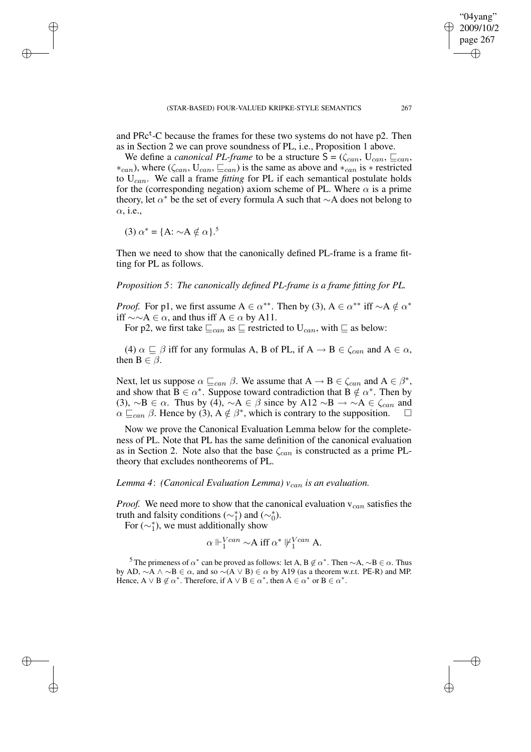and $\mathrm{PRc^t}$-C because the frames for these two systems do not have p2. Then as in Section 2 we can prove soundness of PL, i.e., Proposition 1 above.

We define a *canonical PL-frame* to be a structure $\mathsf{S} = (\zeta_{can}, \mathrm{U}_{can}, \sqsubseteq_{can}, *_{can})$, where $(\zeta_{can}, \mathrm{U}_{can}, \sqsubseteq_{can})$ is the same as above and $*_{can}$ is $*$ restricted to $\mathrm{U}_{can}$. We call a frame *fitting* for PL if each semantical postulate holds for the (corresponding negation) axiom scheme of PL. Where $\alpha$ is a prime theory, let $\alpha^*$ be the set of every formula A such that $\sim$A does not belong to $\alpha$, i.e.,

(3) $\alpha^* = \{\mathrm{A}: {\sim}\mathrm{A} \notin \alpha\}$.[5]

Then we need to show that the canonically defined PL-frame is a frame fitting for PL as follows.

*Proposition 5*: *The canonically defined PL-frame is a frame fitting for PL.*

*Proof.* For p1, we first assume $\mathrm{A} \in \alpha^{**}$. Then by (3), $\mathrm{A} \in \alpha^{**}$ iff ${\sim}\mathrm{A} \notin \alpha^*$ iff ${\sim\sim}\mathrm{A} \in \alpha$, and thus iff $\mathrm{A} \in \alpha$ by A11.

For p2, we first take $\sqsubseteq_{can}$ as $\sqsubseteq$ restricted to $\mathrm{U}_{can}$, with $\sqsubseteq$ as below:

(4) $\alpha \sqsubseteq \beta$ iff for any formulas A, B of PL, if $\mathrm{A} \rightarrow \mathrm{B} \in \zeta_{can}$ and $\mathrm{A} \in \alpha$, then $\mathrm{B} \in \beta$.

Next, let us suppose $\alpha \sqsubseteq_{can} \beta$. We assume that $\mathrm{A} \rightarrow \mathrm{B} \in \zeta_{can}$ and $\mathrm{A} \in \beta^*$, and show that $\mathrm{B} \in \alpha^*$. Suppose toward contradiction that $\mathrm{B} \notin \alpha^*$. Then by (3), ${\sim}\mathrm{B} \in \alpha$. Thus by (4), ${\sim}\mathrm{A} \in \beta$ since by A12 ${\sim}\mathrm{B} \rightarrow {\sim}\mathrm{A} \in \zeta_{can}$ and $\alpha \sqsubseteq_{can} \beta$. Hence by (3), $\mathrm{A} \notin \beta^*$, which is contrary to the supposition. $\square$

Now we prove the Canonical Evaluation Lemma below for the completeness of PL. Note that PL has the same definition of the canonical evaluation as in Section 2. Note also that the base $\zeta_{can}$ is constructed as a prime PL-theory that excludes nontheorems of PL.

*Lemma 4*: *(Canonical Evaluation Lemma) $v_{can}$ is an evaluation.*

*Proof.* We need more to show that the canonical evaluation $\mathrm{v}_{can}$ satisfies the truth and falsity conditions $({\sim}^*_1)$ and $({\sim}^*_0)$.

For $({\sim}^*_1)$, we must additionally show

$$\alpha \Vdash_1^{Vcan} {\sim}\mathrm{A} \text{ iff } \alpha^* \nVdash_1^{Vcan} \mathrm{A}.$$

[5] The primeness of $\alpha^*$ can be proved as follows: let $\mathrm{A}, \mathrm{B} \notin \alpha^*$. Then ${\sim}\mathrm{A}, {\sim}\mathrm{B} \in \alpha$. Thus by AD, ${\sim}\mathrm{A} \wedge {\sim}\mathrm{B} \in \alpha$, and so ${\sim}(\mathrm{A} \vee \mathrm{B}) \in \alpha$ by A19 (as a theorem w.r.t. PE-R) and MP. Hence, $\mathrm{A} \vee \mathrm{B} \notin \alpha^*$. Therefore, if $\mathrm{A} \vee \mathrm{B} \in \alpha^*$, then $\mathrm{A} \in \alpha^*$ or $\mathrm{B} \in \alpha^*$.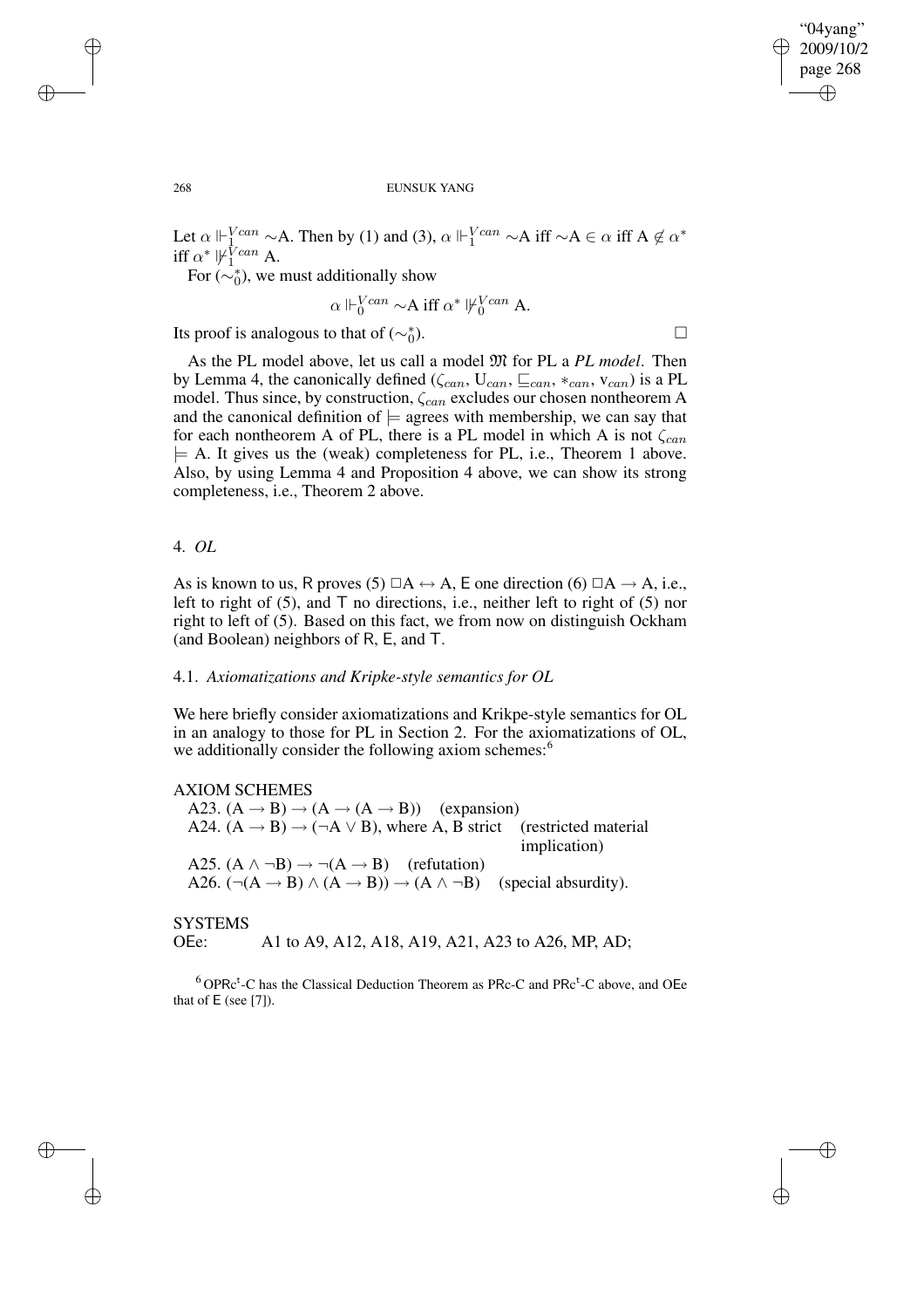Let $\alpha \Vdash_1^{Vcan} \sim$A. Then by (1) and (3), $\alpha \Vdash_1^{Vcan} \sim$A iff $\sim$A $\in \alpha$ iff A $\notin \alpha^*$ iff $\alpha^* \nVdash_1^{Vcan}$ A.

For ($\sim_0^*$), we must additionally show

$$\alpha \Vdash_0^{Vcan} \sim\text{A iff } \alpha^* \nVdash_0^{Vcan} \text{A}.$$

Its proof is analogous to that of ($\sim_0^*$). □

As the PL model above, let us call a model $\mathfrak{M}$ for PL a *PL model*. Then by Lemma 4, the canonically defined ($\zeta_{can}$, $U_{can}$, $\sqsubseteq_{can}$, $*_{can}$, $v_{can}$) is a PL model. Thus since, by construction, $\zeta_{can}$ excludes our chosen nontheorem A and the canonical definition of $\models$ agrees with membership, we can say that for each nontheorem A of PL, there is a PL model in which A is not $\zeta_{can}$ $\models$ A. It gives us the (weak) completeness for PL, i.e., Theorem 1 above. Also, by using Lemma 4 and Proposition 4 above, we can show its strong completeness, i.e., Theorem 2 above.

## 4. *OL*

As is known to us, R proves (5) $\Box$A $\leftrightarrow$ A, E one direction (6) $\Box$A $\rightarrow$ A, i.e., left to right of (5), and T no directions, i.e., neither left to right of (5) nor right to left of (5). Based on this fact, we from now on distinguish Ockham (and Boolean) neighbors of R, E, and T.

### 4.1. *Axiomatizations and Kripke-style semantics for OL*

We here briefly consider axiomatizations and Krikpe-style semantics for OL in an analogy to those for PL in Section 2. For the axiomatizations of OL, we additionally consider the following axiom schemes:[6]

AXIOM SCHEMES

A23. (A → B) → (A → (A → B)) (expansion)
A24. (A → B) → (¬A ∨ B), where A, B strict (restricted material implication)
A25. (A ∧ ¬B) → ¬(A → B) (refutation)
A26. (¬(A → B) ∧ (A → B)) → (A ∧ ¬B) (special absurdity).

SYSTEMS

OEe: A1 to A9, A12, A18, A19, A21, A23 to A26, MP, AD;

[6] OPRc$^t$-C has the Classical Deduction Theorem as PRc-C and PRc$^t$-C above, and OEe that of E (see [7]).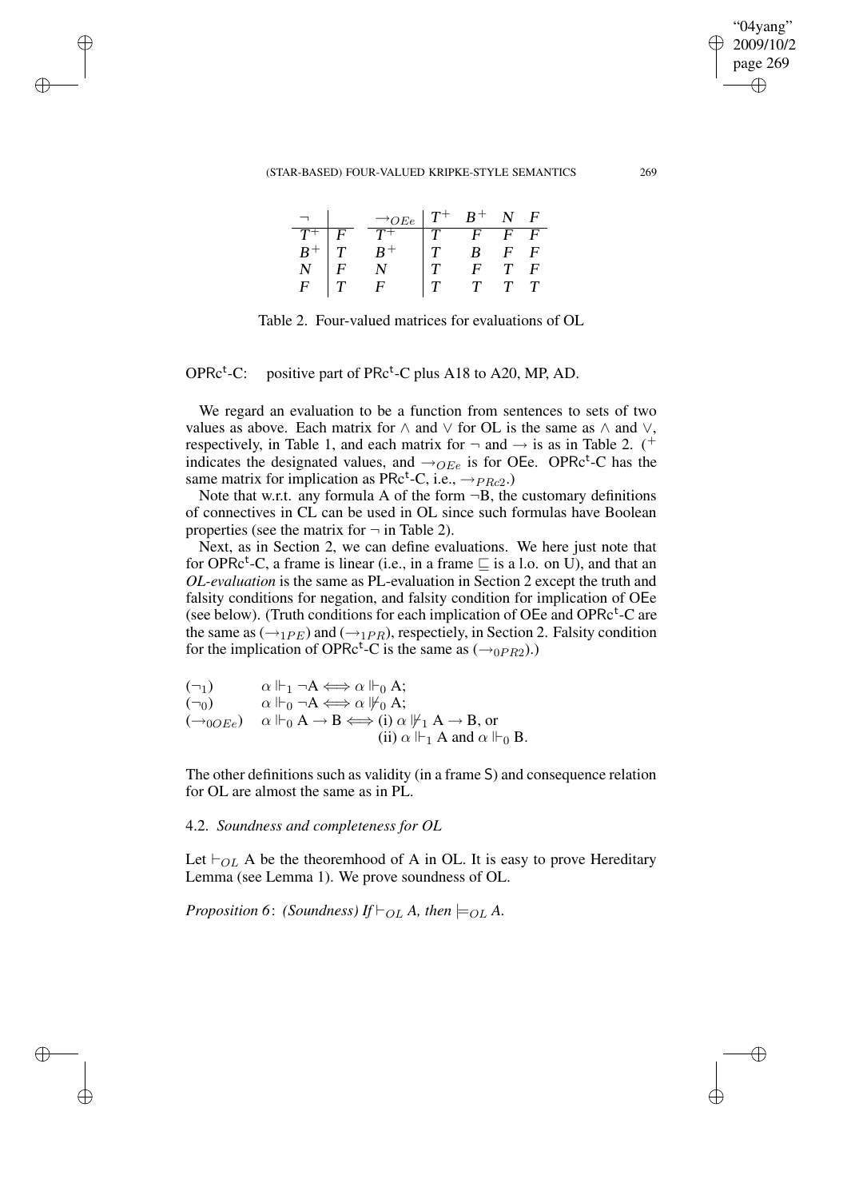| $\neg$ | | $\rightarrow_{OEe}$ | $T^+$ | $B^+$ | $N$ | $F$ |
|---|---|---|---|---|---|---|
| $T^+$ | $F$ | $T^+$ | $T$ | $F$ | $F$ | $F$ |
| $B^+$ | $T$ | $B^+$ | $T$ | $B$ | $F$ | $F$ |
| $N$ | $F$ | $N$ | $T$ | $F$ | $T$ | $F$ |
| $F$ | $T$ | $F$ | $T$ | $T$ | $T$ | $T$ |

Table 2. Four-valued matrices for evaluations of OL

OPRc$^t$-C: positive part of PRc$^t$-C plus A18 to A20, MP, AD.

We regard an evaluation to be a function from sentences to sets of two values as above. Each matrix for $\wedge$ and $\vee$ for OL is the same as $\wedge$ and $\vee$, respectively, in Table 1, and each matrix for $\neg$ and $\rightarrow$ is as in Table 2. ($^+$ indicates the designated values, and $\rightarrow_{OEe}$ is for OEe. OPRc$^t$-C has the same matrix for implication as PRc$^t$-C, i.e., $\rightarrow_{PRc2}$.)

Note that w.r.t. any formula A of the form $\neg$B, the customary definitions of connectives in CL can be used in OL since such formulas have Boolean properties (see the matrix for $\neg$ in Table 2).

Next, as in Section 2, we can define evaluations. We here just note that for OPRc$^t$-C, a frame is linear (i.e., in a frame $\sqsubseteq$ is a l.o. on U), and that an *OL-evaluation* is the same as PL-evaluation in Section 2 except the truth and falsity conditions for negation, and falsity condition for implication of OEe (see below). (Truth conditions for each implication of OEe and OPRc$^t$-C are the same as ($\rightarrow_{1PE}$) and ($\rightarrow_{1PR}$), respectiely, in Section 2. Falsity condition for the implication of OPRc$^t$-C is the same as ($\rightarrow_{0PR2}$).)

($\neg_1$) $\quad \alpha \Vdash_1 \neg A \Longleftrightarrow \alpha \Vdash_0 A$;

($\neg_0$) $\quad \alpha \Vdash_0 \neg A \Longleftrightarrow \alpha \nVdash_0 A$;

($\rightarrow_{0OEe}$) $\quad \alpha \Vdash_0 A \rightarrow B \Longleftrightarrow$ (i) $\alpha \nVdash_1 A \rightarrow B$, or (ii) $\alpha \Vdash_1 A$ and $\alpha \Vdash_0 B$.

The other definitions such as validity (in a frame S) and consequence relation for OL are almost the same as in PL.

### 4.2. *Soundness and completeness for OL*

Let $\vdash_{OL}$ A be the theoremhood of A in OL. It is easy to prove Hereditary Lemma (see Lemma 1). We prove soundness of OL.

*Proposition 6*: *(Soundness) If $\vdash_{OL}$ A, then $\models_{OL}$ A.*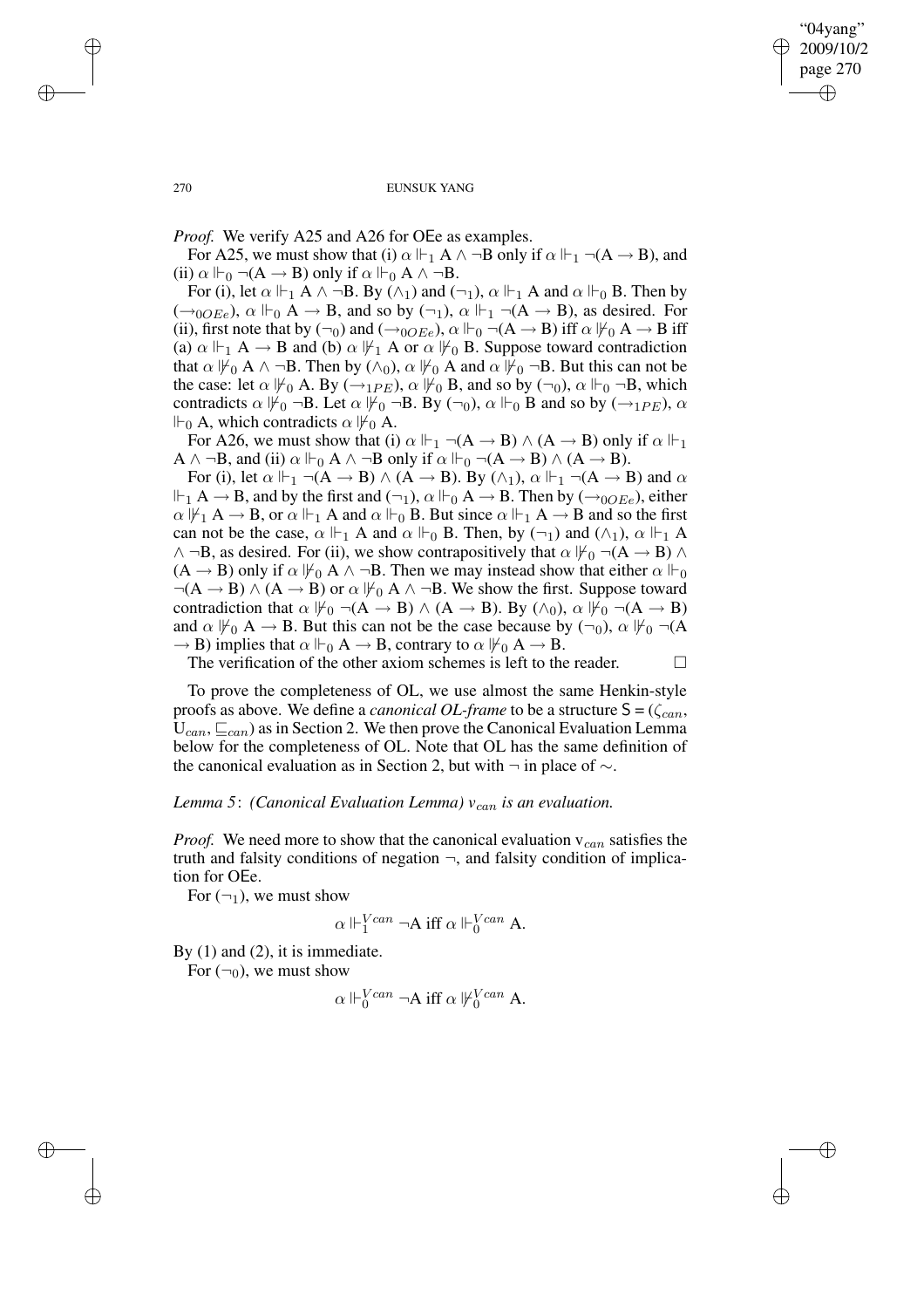*Proof.* We verify A25 and A26 for OEe as examples.

For A25, we must show that (i) $\alpha \Vdash_1 A \wedge \neg B$ only if $\alpha \Vdash_1 \neg(A \rightarrow B)$, and (ii) $\alpha \Vdash_0 \neg(A \rightarrow B)$ only if $\alpha \Vdash_0 A \wedge \neg B$.

For (i), let $\alpha \Vdash_1 A \wedge \neg B$. By $(\wedge_1)$ and $(\neg_1)$, $\alpha \Vdash_1 A$ and $\alpha \Vdash_0 B$. Then by $(\rightarrow_{0OEe})$, $\alpha \Vdash_0 A \rightarrow B$, and so by $(\neg_1)$, $\alpha \Vdash_1 \neg(A \rightarrow B)$, as desired. For (ii), first note that by $(\neg_0)$ and $(\rightarrow_{0OEe})$, $\alpha \Vdash_0 \neg(A \rightarrow B)$ iff $\alpha \nVdash_0 A \rightarrow B$ iff (a) $\alpha \Vdash_1 A \rightarrow B$ and (b) $\alpha \nVdash_1 A$ or $\alpha \nVdash_0 B$. Suppose toward contradiction that $\alpha \nVdash_0 A \wedge \neg B$. Then by $(\wedge_0)$, $\alpha \nVdash_0 A$ and $\alpha \nVdash_0 \neg B$. But this can not be the case: let $\alpha \nVdash_0 A$. By $(\rightarrow_{1PE})$, $\alpha \nVdash_0 B$, and so by $(\neg_0)$, $\alpha \Vdash_0 \neg B$, which contradicts $\alpha \nVdash_0 \neg B$. Let $\alpha \nVdash_0 \neg B$. By $(\neg_0)$, $\alpha \Vdash_0 B$ and so by $(\rightarrow_{1PE})$, $\alpha \Vdash_0 A$, which contradicts $\alpha \nVdash_0 A$.

For A26, we must show that (i) $\alpha \Vdash_1 \neg(A \rightarrow B) \wedge (A \rightarrow B)$ only if $\alpha \Vdash_1 A \wedge \neg B$, and (ii) $\alpha \Vdash_0 A \wedge \neg B$ only if $\alpha \Vdash_0 \neg(A \rightarrow B) \wedge (A \rightarrow B)$.

For (i), let $\alpha \Vdash_1 \neg(A \rightarrow B) \wedge (A \rightarrow B)$. By $(\wedge_1)$, $\alpha \Vdash_1 \neg(A \rightarrow B)$ and $\alpha \Vdash_1 A \rightarrow B$, and by the first and $(\neg_1)$, $\alpha \Vdash_0 A \rightarrow B$. Then by $(\rightarrow_{0OEe})$, either $\alpha \nVdash_1 A \rightarrow B$, or $\alpha \Vdash_1 A$ and $\alpha \Vdash_0 B$. But since $\alpha \Vdash_1 A \rightarrow B$ and so the first can not be the case, $\alpha \Vdash_1 A$ and $\alpha \Vdash_0 B$. Then, by $(\neg_1)$ and $(\wedge_1)$, $\alpha \Vdash_1 A \wedge \neg B$, as desired. For (ii), we show contrapositively that $\alpha \nVdash_0 \neg(A \rightarrow B) \wedge (A \rightarrow B)$ only if $\alpha \nVdash_0 A \wedge \neg B$. Then we may instead show that either $\alpha \Vdash_0 \neg(A \rightarrow B) \wedge (A \rightarrow B)$ or $\alpha \nVdash_0 A \wedge \neg B$. We show the first. Suppose toward contradiction that $\alpha \nVdash_0 \neg(A \rightarrow B) \wedge (A \rightarrow B)$. By $(\wedge_0)$, $\alpha \nVdash_0 \neg(A \rightarrow B)$ and $\alpha \nVdash_0 A \rightarrow B$. But this can not be the case because by $(\neg_0)$, $\alpha \nVdash_0 \neg(A \rightarrow B)$ implies that $\alpha \Vdash_0 A \rightarrow B$, contrary to $\alpha \nVdash_0 A \rightarrow B$.

The verification of the other axiom schemes is left to the reader. □

To prove the completeness of OL, we use almost the same Henkin-style proofs as above. We define a *canonical OL-frame* to be a structure $S = (\zeta_{can}, U_{can}, \sqsubseteq_{can})$ as in Section 2. We then prove the Canonical Evaluation Lemma below for the completeness of OL. Note that OL has the same definition of the canonical evaluation as in Section 2, but with $\neg$ in place of $\sim$.

*Lemma 5*: *(Canonical Evaluation Lemma) $v_{can}$ is an evaluation.*

*Proof.* We need more to show that the canonical evaluation $v_{can}$ satisfies the truth and falsity conditions of negation $\neg$, and falsity condition of implication for OEe.

For $(\neg_1)$, we must show

$$\alpha \Vdash_1^{V_{can}} \neg A \text{ iff } \alpha \Vdash_0^{V_{can}} A.$$

By (1) and (2), it is immediate.

For $(\neg_0)$, we must show

$$\alpha \Vdash_0^{V_{can}} \neg A \text{ iff } \alpha \nVdash_0^{V_{can}} A.$$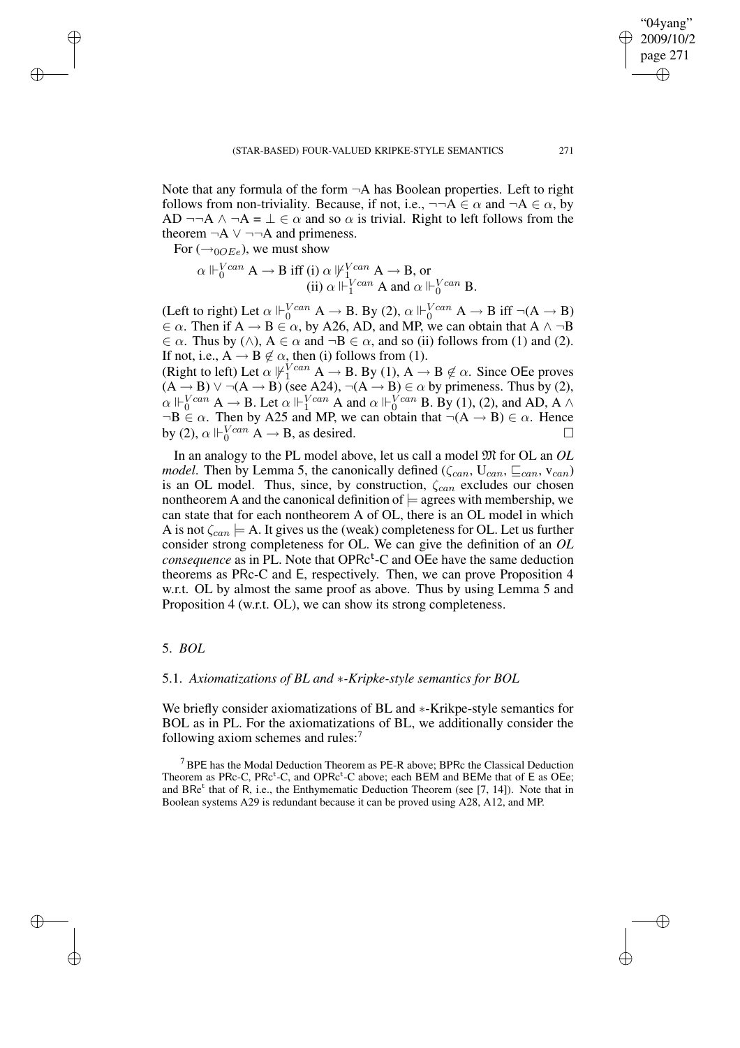Note that any formula of the form $\neg$A has Boolean properties. Left to right follows from non-triviality. Because, if not, i.e., $\neg\neg A \in \alpha$ and $\neg A \in \alpha$, by AD $\neg\neg A \wedge \neg A = \bot \in \alpha$ and so $\alpha$ is trivial. Right to left follows from the theorem $\neg A \vee \neg\neg A$ and primeness.

For ($\rightarrow_{0OEe}$), we must show

$$\alpha \Vdash_0^{Vcan} A \rightarrow B \text{ iff (i) } \alpha \nVdash_1^{Vcan} A \rightarrow B, \text{ or} \\ \text{(ii) } \alpha \Vdash_1^{Vcan} A \text{ and } \alpha \Vdash_0^{Vcan} B.$$

(Left to right) Let $\alpha \Vdash_0^{Vcan} A \rightarrow B$. By (2), $\alpha \Vdash_0^{Vcan} A \rightarrow B$ iff $\neg(A \rightarrow B) \in \alpha$. Then if $A \rightarrow B \in \alpha$, by A26, AD, and MP, we can obtain that $A \wedge \neg B \in \alpha$. Thus by ($\wedge$), $A \in \alpha$ and $\neg B \in \alpha$, and so (ii) follows from (1) and (2). If not, i.e., $A \rightarrow B \notin \alpha$, then (i) follows from (1).

(Right to left) Let $\alpha \nVdash_1^{Vcan} A \rightarrow B$. By (1), $A \rightarrow B \notin \alpha$. Since OEe proves $(A \rightarrow B) \vee \neg(A \rightarrow B)$ (see A24), $\neg(A \rightarrow B) \in \alpha$ by primeness. Thus by (2), $\alpha \Vdash_0^{Vcan} A \rightarrow B$. Let $\alpha \Vdash_1^{Vcan} A$ and $\alpha \Vdash_0^{Vcan} B$. By (1), (2), and AD, $A \wedge \neg B \in \alpha$. Then by A25 and MP, we can obtain that $\neg(A \rightarrow B) \in \alpha$. Hence by (2), $\alpha \Vdash_0^{Vcan} A \rightarrow B$, as desired. □

In an analogy to the PL model above, let us call a model $\mathfrak{M}$ for OL an *OL model*. Then by Lemma 5, the canonically defined ($\zeta_{can}$, $U_{can}$, $\sqsubseteq_{can}$, $v_{can}$) is an OL model. Thus, since, by construction, $\zeta_{can}$ excludes our chosen nontheorem A and the canonical definition of $\models$ agrees with membership, we can state that for each nontheorem A of OL, there is an OL model in which A is not $\zeta_{can} \models A$. It gives us the (weak) completeness for OL. Let us further consider strong completeness for OL. We can give the definition of an *OL consequence* as in PL. Note that OPRc$^{t}$-C and OEe have the same deduction theorems as PRc-C and E, respectively. Then, we can prove Proposition 4 w.r.t. OL by almost the same proof as above. Thus by using Lemma 5 and Proposition 4 (w.r.t. OL), we can show its strong completeness.

## 5. *BOL*

### 5.1. *Axiomatizations of BL and ∗-Kripke-style semantics for BOL*

We briefly consider axiomatizations of BL and ∗-Krikpe-style semantics for BOL as in PL. For the axiomatizations of BL, we additionally consider the following axiom schemes and rules:[7]

[7] BPE has the Modal Deduction Theorem as PE-R above; BPRc the Classical Deduction Theorem as PRc-C, PRc$^{t}$-C, and OPRc$^{t}$-C above; each BEM and BEMe that of E as OEe; and BRe$^{t}$ that of R, i.e., the Enthymematic Deduction Theorem (see [7, 14]). Note that in Boolean systems A29 is redundant because it can be proved using A28, A12, and MP.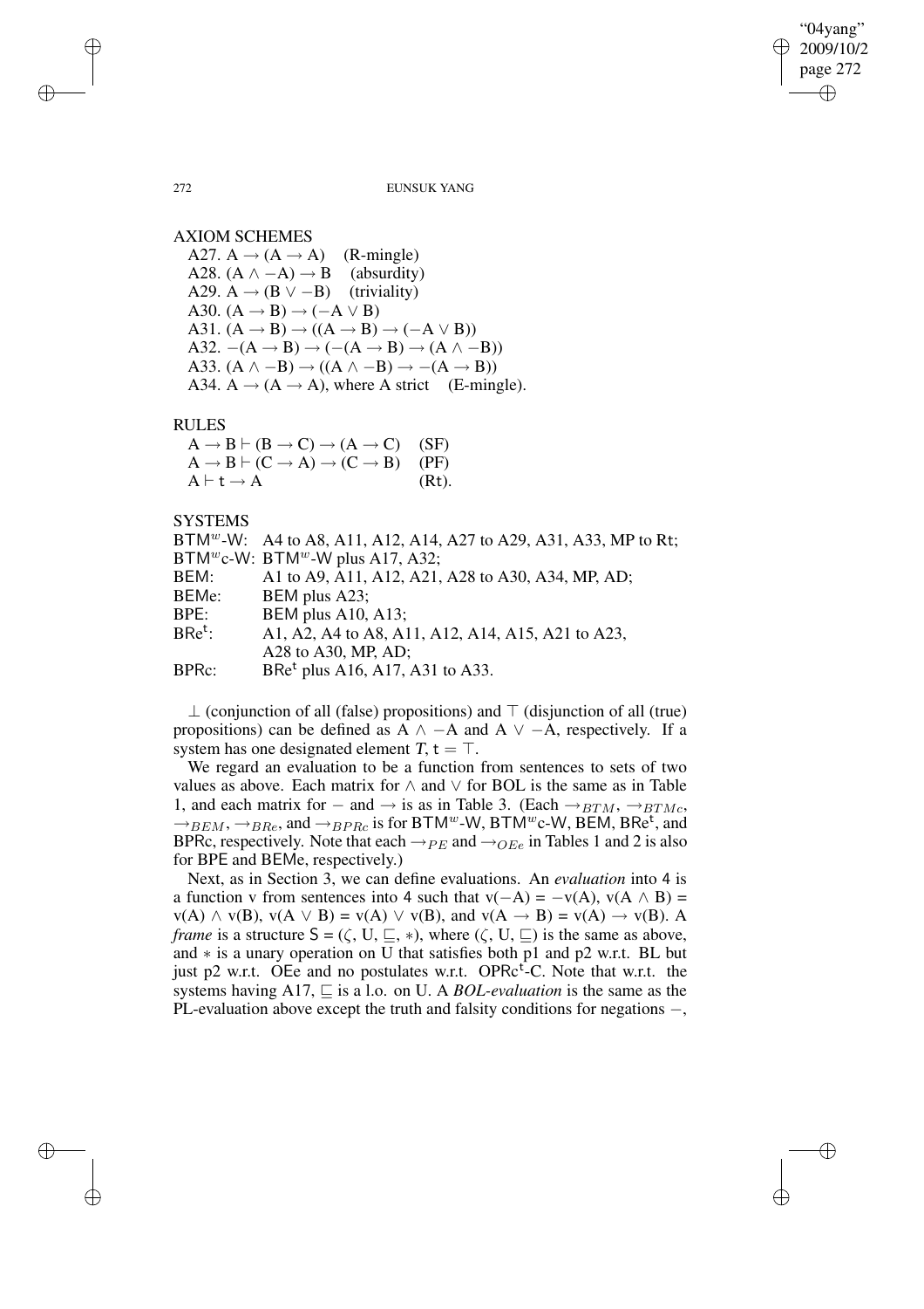AXIOM SCHEMES

A27. $A \to (A \to A)$ (R-mingle)
A28. $(A \wedge -A) \to B$ (absurdity)
A29. $A \to (B \vee -B)$ (triviality)
A30. $(A \to B) \to (-A \vee B)$
A31. $(A \to B) \to ((A \to B) \to (-A \vee B))$
A32. $-(A \to B) \to (-(A \to B) \to (A \wedge -B))$
A33. $(A \wedge -B) \to ((A \wedge -B) \to -(A \to B))$
A34. $A \to (A \to A)$, where A strict (E-mingle).

RULES

$A \to B \vdash (B \to C) \to (A \to C)$ (SF)
$A \to B \vdash (C \to A) \to (C \to B)$ (PF)
$A \vdash t \to A$ (Rt).

SYSTEMS

| | |
|---|---|
| $\mathsf{BTM}^w$-W: | A4 to A8, A11, A12, A14, A27 to A29, A31, A33, MP to Rt; |
| $\mathsf{BTM}^w$c-W: | $\mathsf{BTM}^w$-W plus A17, A32; |
| BEM: | A1 to A9, A11, A12, A21, A28 to A30, A34, MP, AD; |
| BEMe: | BEM plus A23; |
| BPE: | BEM plus A10, A13; |
| $\mathsf{BRe}^\mathsf{t}$: | A1, A2, A4 to A8, A11, A12, A14, A15, A21 to A23, A28 to A30, MP, AD; |
| BPRc: | $\mathsf{BRe}^\mathsf{t}$ plus A16, A17, A31 to A33. |

$\perp$ (conjunction of all (false) propositions) and $\top$ (disjunction of all (true) propositions) can be defined as $A \wedge -A$ and $A \vee -A$, respectively. If a system has one designated element $T$, $\mathsf{t} = \top$.

We regard an evaluation to be a function from sentences to sets of two values as above. Each matrix for $\wedge$ and $\vee$ for BOL is the same as in Table 1, and each matrix for $-$ and $\to$ is as in Table 3. (Each $\to_{BTM}$, $\to_{BTMc}$, $\to_{BEM}$, $\to_{BRe}$, and $\to_{BPRc}$ is for $\mathsf{BTM}^w$-W, $\mathsf{BTM}^w$c-W, BEM, $\mathsf{BRe}^\mathsf{t}$, and BPRc, respectively. Note that each $\to_{PE}$ and $\to_{OEe}$ in Tables 1 and 2 is also for BPE and BEMe, respectively.)

Next, as in Section 3, we can define evaluations. An *evaluation* into 4 is a function v from sentences into 4 such that $v(-A) = -v(A)$, $v(A \wedge B) = v(A) \wedge v(B)$, $v(A \vee B) = v(A) \vee v(B)$, and $v(A \to B) = v(A) \to v(B)$. A *frame* is a structure $S = (\zeta, U, \sqsubseteq, *)$, where $(\zeta, U, \sqsubseteq)$ is the same as above, and $*$ is a unary operation on U that satisfies both p1 and p2 w.r.t. BL but just p2 w.r.t. OEe and no postulates w.r.t. $\mathsf{OPRc}^\mathsf{t}$-C. Note that w.r.t. the systems having A17, $\sqsubseteq$ is a l.o. on U. A *BOL-evaluation* is the same as the PL-evaluation above except the truth and falsity conditions for negations $-$,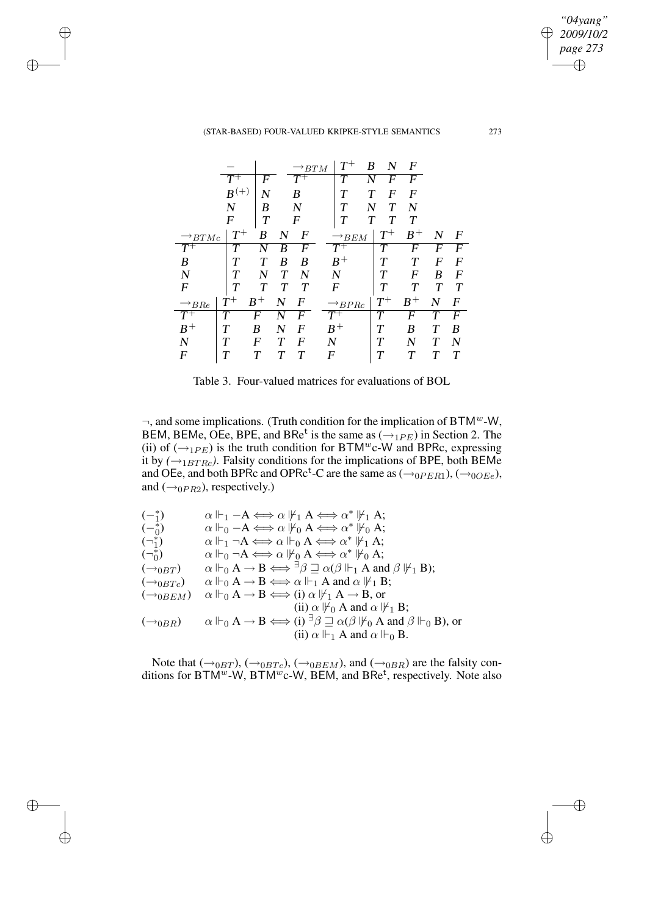| $-$ | | $\to_{BTM}$ | $T^+$ | $B$ | $N$ | $F$ |
|---|---|---|---|---|---|---|
| $T^+$ | $F$ | $T^+$ | $T$ | $N$ | $F$ | $F$ |
| $B^{(+)}$ | $N$ | $B$ | $T$ | $T$ | $F$ | $F$ |
| $N$ | $B$ | $N$ | $T$ | $N$ | $T$ | $N$ |
| $F$ | $T$ | $F$ | $T$ | $T$ | $T$ | $T$ |

| $\to_{BTMc}$ | $T^+$ | $B$ | $N$ | $F$ |
|---|---|---|---|---|
| $T^+$ | $T$ | $N$ | $B$ | $F$ |
| $B$ | $T$ | $T$ | $B$ | $B$ |
| $N$ | $T$ | $N$ | $T$ | $N$ |
| $F$ | $T$ | $T$ | $T$ | $T$ |

| $\to_{BEM}$ | $T^+$ | $B^+$ | $N$ | $F$ |
|---|---|---|---|---|
| $T^+$ | $T$ | $F$ | $F$ | $F$ |
| $B^+$ | $T$ | $T$ | $F$ | $F$ |
| $N$ | $T$ | $F$ | $B$ | $F$ |
| $F$ | $T$ | $T$ | $T$ | $T$ |

| $\to_{BRe}$ | $T^+$ | $B^+$ | $N$ | $F$ |
|---|---|---|---|---|
| $T^+$ | $T$ | $F$ | $N$ | $F$ |
| $B^+$ | $T$ | $B$ | $N$ | $F$ |
| $N$ | $T$ | $F$ | $T$ | $F$ |
| $F$ | $T$ | $T$ | $T$ | $T$ |

| $\to_{BPRc}$ | $T^+$ | $B^+$ | $N$ | $F$ |
|---|---|---|---|---|
| $T^+$ | $T$ | $F$ | $T$ | $F$ |
| $B^+$ | $T$ | $B$ | $T$ | $B$ |
| $N$ | $T$ | $N$ | $T$ | $N$ |
| $F$ | $T$ | $T$ | $T$ | $T$ |

Table 3. Four-valued matrices for evaluations of BOL

$\neg$, and some implications. (Truth condition for the implication of $\mathsf{BTM}^w$-W, BEM, BEMe, OEe, BPE, and $\mathsf{BRe}^{\mathsf{t}}$ is the same as $(\to_{1PE})$ in Section 2. The (ii) of $(\to_{1PE})$ is the truth condition for $\mathsf{BTM}^w$c-W and BPRc, expressing it by *$(\to_{1BTRc})$*. Falsity conditions for the implications of BPE, both BEMe and OEe, and both BPRc and $\mathsf{OPRc}^{\mathsf{t}}$-C are the same as $(\to_{0PER1})$, $(\to_{0OEe})$, and $(\to_{0PR2})$, respectively.)

$(-^*_1)$ $\quad \alpha \Vdash_1 -A \iff \alpha \nVdash_1 A \iff \alpha^* \nVdash_1 A;$

$(-^*_0)$ $\quad \alpha \Vdash_0 -A \iff \alpha \nVdash_0 A \iff \alpha^* \nVdash_0 A;$

$(\neg^*_1)$ $\quad \alpha \Vdash_1 \neg A \iff \alpha \Vdash_0 A \iff \alpha^* \nVdash_1 A;$

$(\neg^*_0)$ $\quad \alpha \Vdash_0 \neg A \iff \alpha \nVdash_0 A \iff \alpha^* \nVdash_0 A;$

$(\to_{0BT})$ $\quad \alpha \Vdash_0 A \to B \iff {}^{\exists}\beta \sqsupseteq \alpha(\beta \Vdash_1 A \text{ and } \beta \nVdash_1 B);$

$(\to_{0BTc})$ $\quad \alpha \Vdash_0 A \to B \iff \alpha \Vdash_1 A \text{ and } \alpha \nVdash_1 B;$

$(\to_{0BEM})$ $\quad \alpha \Vdash_0 A \to B \iff$ (i) $\alpha \nVdash_1 A \to B$, or
(ii) $\alpha \nVdash_0 A$ and $\alpha \nVdash_1 B$;

$(\to_{0BR})$ $\quad \alpha \Vdash_0 A \to B \iff$ (i) ${}^{\exists}\beta \sqsupseteq \alpha(\beta \nVdash_0 A \text{ and } \beta \Vdash_0 B)$, or
(ii) $\alpha \Vdash_1 A$ and $\alpha \Vdash_0 B$.

Note that $(\to_{0BT})$, $(\to_{0BTc})$, $(\to_{0BEM})$, and $(\to_{0BR})$ are the falsity conditions for $\mathsf{BTM}^w$-W, $\mathsf{BTM}^w$c-W, BEM, and $\mathsf{BRe}^{\mathsf{t}}$, respectively. Note also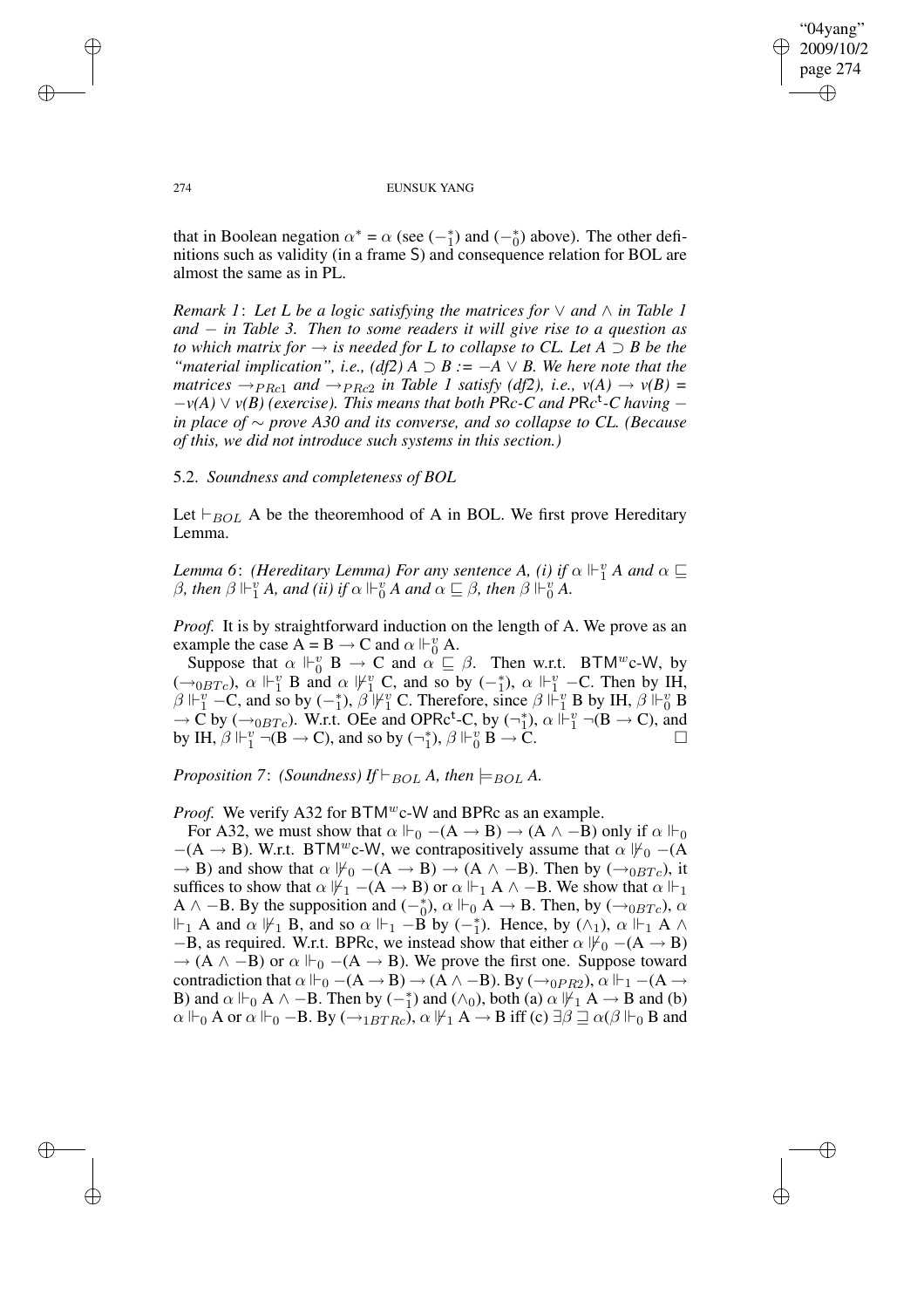that in Boolean negation $\alpha^* = \alpha$ (see $(-^*_1)$ and $(-^*_0)$ above). The other definitions such as validity (in a frame S) and consequence relation for BOL are almost the same as in PL.

*Remark 1*: *Let L be a logic satisfying the matrices for* $\vee$ *and* $\wedge$ *in Table 1 and* $-$ *in Table 3. Then to some readers it will give rise to a question as to which matrix for* $\rightarrow$ *is needed for L to collapse to CL. Let A* $\supset$ *B be the "material implication", i.e., (df2) A* $\supset$ *B := $-$A* $\vee$ *B. We here note that the matrices* $\rightarrow_{PRc1}$ *and* $\rightarrow_{PRc2}$ *in Table 1 satisfy (df2), i.e., v(A)* $\rightarrow$ *v(B) =* $-$*v(A)* $\vee$ *v(B) (exercise). This means that both PRc-C and PRc$^{\mathsf{t}}$-C having* $-$ *in place of* $\sim$ *prove A30 and its converse, and so collapse to CL. (Because of this, we did not introduce such systems in this section.)*

### 5.2. *Soundness and completeness of BOL*

Let $\vdash_{BOL}$ A be the theoremhood of A in BOL. We first prove Hereditary Lemma.

*Lemma 6*: *(Hereditary Lemma) For any sentence A, (i) if* $\alpha \Vdash^v_1$ *A and* $\alpha \sqsubseteq \beta$*, then* $\beta \Vdash^v_1$ *A, and (ii) if* $\alpha \Vdash^v_0$ *A and* $\alpha \sqsubseteq \beta$*, then* $\beta \Vdash^v_0$ *A.*

*Proof.* It is by straightforward induction on the length of A. We prove as an example the case A = B $\rightarrow$ C and $\alpha \Vdash^v_0$ A.

Suppose that $\alpha \Vdash^v_0$ B $\rightarrow$ C and $\alpha \sqsubseteq \beta$. Then w.r.t. BTM$^w$c-W, by $(\rightarrow_{0BTc})$, $\alpha \Vdash^v_1$ B and $\alpha \nVdash^v_1$ C, and so by $(-^*_1)$, $\alpha \Vdash^v_1$ $-$C. Then by IH, $\beta \Vdash^v_1$ $-$C, and so by $(-^*_1)$, $\beta \nVdash^v_1$ C. Therefore, since $\beta \Vdash^v_1$ B by IH, $\beta \Vdash^v_0$ B $\rightarrow$ C by $(\rightarrow_{0BTc})$. W.r.t. OEe and OPRc$^{\mathsf{t}}$-C, by $(\neg^*_1)$, $\alpha \Vdash^v_1$ $\neg$(B $\rightarrow$ C), and by IH, $\beta \Vdash^v_1$ $\neg$(B $\rightarrow$ C), and so by $(\neg^*_1)$, $\beta \Vdash^v_0$ B $\rightarrow$ C. □

*Proposition 7*: *(Soundness) If* $\vdash_{BOL}$ *A, then* $\models_{BOL}$ *A.*

*Proof.* We verify A32 for BTM$^w$c-W and BPRc as an example.

For A32, we must show that $\alpha \Vdash_0$ $-$(A $\rightarrow$ B) $\rightarrow$ (A $\wedge$ $-$B) only if $\alpha \Vdash_0$ $-$(A $\rightarrow$ B). W.r.t. BTM$^w$c-W, we contrapositively assume that $\alpha \nVdash_0$ $-$(A $\rightarrow$ B) and show that $\alpha \nVdash_0$ $-$(A $\rightarrow$ B) $\rightarrow$ (A $\wedge$ $-$B). Then by $(\rightarrow_{0BTc})$, it suffices to show that $\alpha \nVdash_1$ $-$(A $\rightarrow$ B) or $\alpha \Vdash_1$ A $\wedge$ $-$B. We show that $\alpha \Vdash_1$ A $\wedge$ $-$B. By the supposition and $(-^*_0)$, $\alpha \Vdash_0$ A $\rightarrow$ B. Then, by $(\rightarrow_{0BTc})$, $\alpha \Vdash_1$ A and $\alpha \nVdash_1$ B, and so $\alpha \Vdash_1$ $-$B by $(-^*_1)$. Hence, by $(\wedge_1)$, $\alpha \Vdash_1$ A $\wedge$ $-$B, as required. W.r.t. BPRc, we instead show that either $\alpha \nVdash_0$ $-$(A $\rightarrow$ B) $\rightarrow$ (A $\wedge$ $-$B) or $\alpha \Vdash_0$ $-$(A $\rightarrow$ B). We prove the first one. Suppose toward contradiction that $\alpha \Vdash_0$ $-$(A $\rightarrow$ B) $\rightarrow$ (A $\wedge$ $-$B). By $(\rightarrow_{0PR2})$, $\alpha \Vdash_1$ $-$(A $\rightarrow$ B) and $\alpha \Vdash_0$ A $\wedge$ $-$B. Then by $(-^*_1)$ and $(\wedge_0)$, both (a) $\alpha \nVdash_1$ A $\rightarrow$ B and (b) $\alpha \Vdash_0$ A or $\alpha \Vdash_0$ $-$B. By $(\rightarrow_{1BTRc})$, $\alpha \nVdash_1$ A $\rightarrow$ B iff (c) $\exists\beta \sqsupseteq \alpha(\beta \Vdash_0$ B and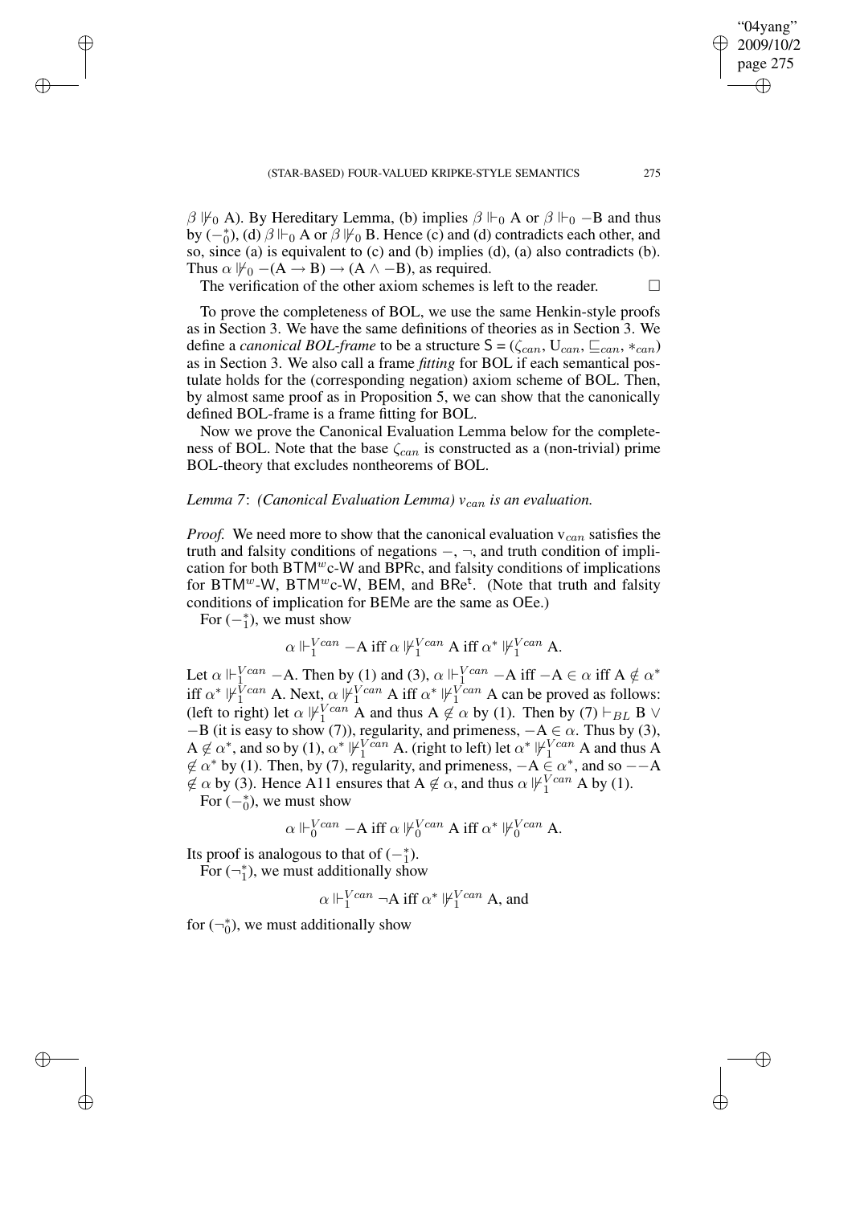$\beta \not\Vdash_0$ A). By Hereditary Lemma, (b) implies $\beta \Vdash_0$ A or $\beta \Vdash_0 -$B and thus by $(-^*_0)$, (d) $\beta \Vdash_0$ A or $\beta \not\Vdash_0$ B. Hence (c) and (d) contradicts each other, and so, since (a) is equivalent to (c) and (b) implies (d), (a) also contradicts (b). Thus $\alpha \not\Vdash_0 -(\text{A} \rightarrow \text{B}) \rightarrow (\text{A} \wedge -\text{B})$, as required.

The verification of the other axiom schemes is left to the reader. □

To prove the completeness of BOL, we use the same Henkin-style proofs as in Section 3. We have the same definitions of theories as in Section 3. We define a *canonical BOL-frame* to be a structure S = ($\zeta_{can}$, $\text{U}_{can}$, $\sqsubseteq_{can}$, $*_{can}$) as in Section 3. We also call a frame *fitting* for BOL if each semantical postulate holds for the (corresponding negation) axiom scheme of BOL. Then, by almost same proof as in Proposition 5, we can show that the canonically defined BOL-frame is a frame fitting for BOL.

Now we prove the Canonical Evaluation Lemma below for the completeness of BOL. Note that the base $\zeta_{can}$ is constructed as a (non-trivial) prime BOL-theory that excludes nontheorems of BOL.

*Lemma 7*: *(Canonical Evaluation Lemma) $v_{can}$ is an evaluation.*

*Proof.* We need more to show that the canonical evaluation $\text{v}_{can}$ satisfies the truth and falsity conditions of negations $-$, $\neg$, and truth condition of implication for both BTM$^w$c-W and BPRc, and falsity conditions of implications for BTM$^w$-W, BTM$^w$c-W, BEM, and BRe$^\text{t}$. (Note that truth and falsity conditions of implication for BEMe are the same as OEe.)

For $(-^*_1)$, we must show

$$\alpha \Vdash_1^{Vcan} -\text{A iff } \alpha \not\Vdash_1^{Vcan} \text{A iff } \alpha^* \not\Vdash_1^{Vcan} \text{A}.$$

Let $\alpha \Vdash_1^{Vcan} -$A. Then by (1) and (3), $\alpha \Vdash_1^{Vcan} -$A iff $-$A $\in \alpha$ iff A $\notin \alpha^*$ iff $\alpha^* \not\Vdash_1^{Vcan}$ A. Next, $\alpha \not\Vdash_1^{Vcan}$ A iff $\alpha^* \not\Vdash_1^{Vcan}$ A can be proved as follows: (left to right) let $\alpha \not\Vdash_1^{Vcan}$ A and thus A $\notin \alpha$ by (1). Then by (7) $\vdash_{BL}$ B $\vee$ $-$B (it is easy to show (7)), regularity, and primeness, $-$A $\in \alpha$. Thus by (3), A $\notin \alpha^*$, and so by (1), $\alpha^* \not\Vdash_1^{Vcan}$ A. (right to left) let $\alpha^* \not\Vdash_1^{Vcan}$ A and thus A $\notin \alpha^*$ by (1). Then, by (7), regularity, and primeness, $-$A $\in \alpha^*$, and so $--$A $\notin \alpha$ by (3). Hence A11 ensures that A $\notin \alpha$, and thus $\alpha \not\Vdash_1^{Vcan}$ A by (1).

For $(-^*_0)$, we must show

$$\alpha \Vdash_0^{Vcan} -\text{A iff } \alpha \not\Vdash_0^{Vcan} \text{A iff } \alpha^* \not\Vdash_0^{Vcan} \text{A}.$$

Its proof is analogous to that of $(-^*_1)$.

For $(\neg^*_1)$, we must additionally show

$$\alpha \Vdash_1^{Vcan} \neg\text{A iff } \alpha^* \not\Vdash_1^{Vcan} \text{A, and}$$

for $(\neg^*_0)$, we must additionally show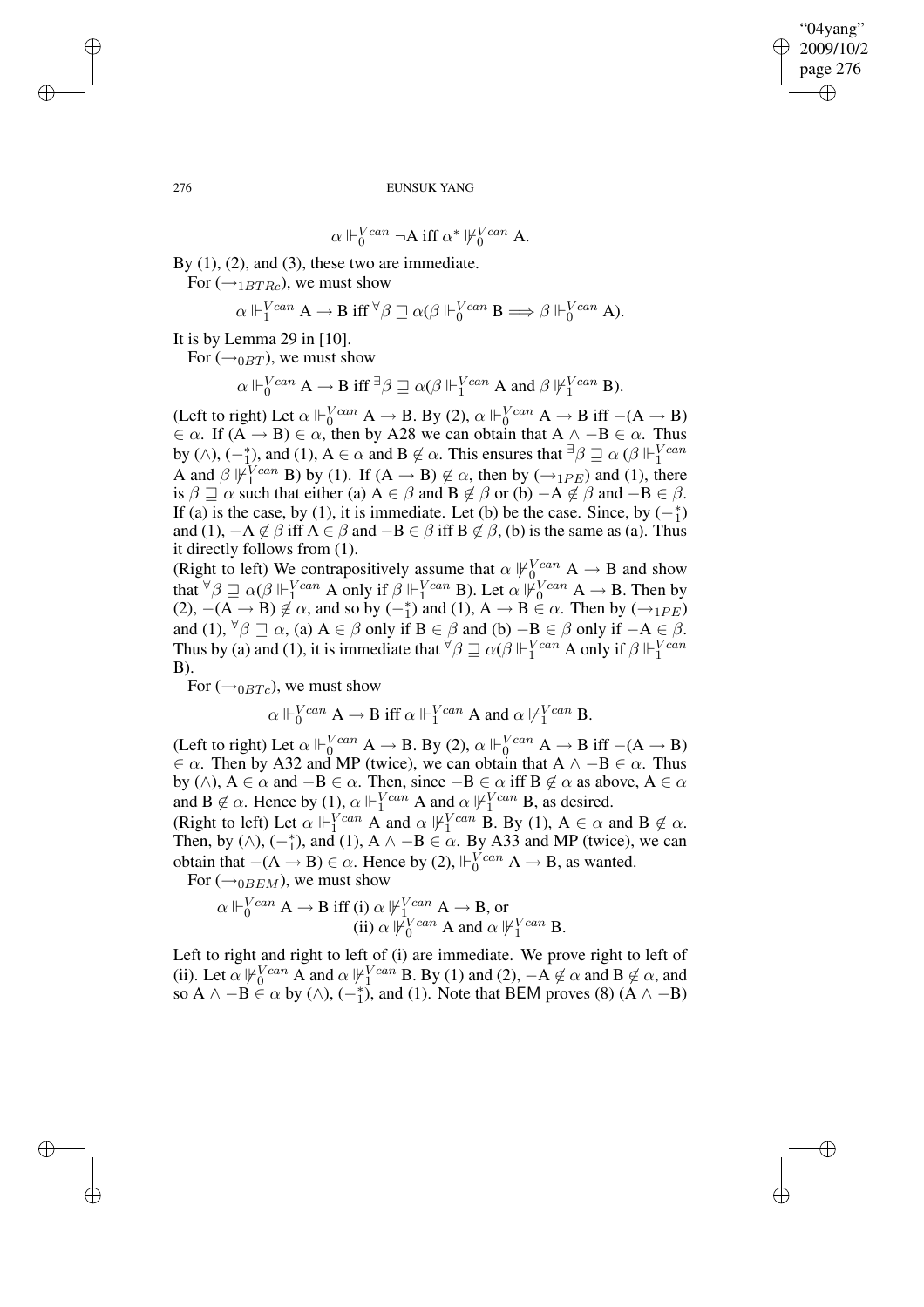$$\alpha \Vdash_0^{Vcan} \neg \mathrm{A} \text{ iff } \alpha^* \nVdash_0^{Vcan} \mathrm{A}.$$

By (1), (2), and (3), these two are immediate.

For $(\rightarrow_{1BTRc})$, we must show

$$\alpha \Vdash_1^{Vcan} \mathrm{A} \rightarrow \mathrm{B} \text{ iff } {}^{\forall}\beta \sqsupseteq \alpha(\beta \Vdash_0^{Vcan} \mathrm{B} \Longrightarrow \beta \Vdash_0^{Vcan} \mathrm{A}).$$

It is by Lemma 29 in [10].

For $(\rightarrow_{0BT})$, we must show

$$\alpha \Vdash_0^{Vcan} \mathrm{A} \rightarrow \mathrm{B} \text{ iff } {}^{\exists}\beta \sqsupseteq \alpha(\beta \Vdash_1^{Vcan} \mathrm{A} \text{ and } \beta \nVdash_1^{Vcan} \mathrm{B}).$$

(Left to right) Let $\alpha \Vdash_0^{Vcan} \mathrm{A} \rightarrow \mathrm{B}$. By (2), $\alpha \Vdash_0^{Vcan} \mathrm{A} \rightarrow \mathrm{B}$ iff $-(\mathrm{A} \rightarrow \mathrm{B}) \in \alpha$. If $(\mathrm{A} \rightarrow \mathrm{B}) \in \alpha$, then by A28 we can obtain that $\mathrm{A} \wedge -\mathrm{B} \in \alpha$. Thus by $(\wedge)$, $(-_1^*)$, and (1), $\mathrm{A} \in \alpha$ and $\mathrm{B} \notin \alpha$. This ensures that ${}^{\exists}\beta \sqsupseteq \alpha$ $(\beta \Vdash_1^{Vcan}$ A and $\beta \nVdash_1^{Vcan}$ B) by (1). If $(\mathrm{A} \rightarrow \mathrm{B}) \notin \alpha$, then by $(\rightarrow_{1PE})$ and (1), there is $\beta \sqsupseteq \alpha$ such that either (a) $\mathrm{A} \in \beta$ and $\mathrm{B} \notin \beta$ or (b) $-\mathrm{A} \notin \beta$ and $-\mathrm{B} \in \beta$. If (a) is the case, by (1), it is immediate. Let (b) be the case. Since, by $(-_1^*)$ and (1), $-\mathrm{A} \notin \beta$ iff $\mathrm{A} \in \beta$ and $-\mathrm{B} \in \beta$ iff $\mathrm{B} \notin \beta$, (b) is the same as (a). Thus it directly follows from (1).

(Right to left) We contrapositively assume that $\alpha \nVdash_0^{Vcan} \mathrm{A} \rightarrow \mathrm{B}$ and show that ${}^{\forall}\beta \sqsupseteq \alpha(\beta \Vdash_1^{Vcan}$ A only if $\beta \Vdash_1^{Vcan}$ B). Let $\alpha \nVdash_0^{Vcan} \mathrm{A} \rightarrow \mathrm{B}$. Then by (2), $-(\mathrm{A} \rightarrow \mathrm{B}) \notin \alpha$, and so by $(-_1^*)$ and (1), $\mathrm{A} \rightarrow \mathrm{B} \in \alpha$. Then by $(\rightarrow_{1PE})$ and (1), ${}^{\forall}\beta \sqsupseteq \alpha$, (a) $\mathrm{A} \in \beta$ only if $\mathrm{B} \in \beta$ and (b) $-\mathrm{B} \in \beta$ only if $-\mathrm{A} \in \beta$. Thus by (a) and (1), it is immediate that ${}^{\forall}\beta \sqsupseteq \alpha(\beta \Vdash_1^{Vcan}$ A only if $\beta \Vdash_1^{Vcan}$ B).

For $(\rightarrow_{0BTc})$, we must show

$$\alpha \Vdash_0^{Vcan} \mathrm{A} \rightarrow \mathrm{B} \text{ iff } \alpha \Vdash_1^{Vcan} \mathrm{A} \text{ and } \alpha \nVdash_1^{Vcan} \mathrm{B}.$$

(Left to right) Let $\alpha \Vdash_0^{Vcan} \mathrm{A} \rightarrow \mathrm{B}$. By (2), $\alpha \Vdash_0^{Vcan} \mathrm{A} \rightarrow \mathrm{B}$ iff $-(\mathrm{A} \rightarrow \mathrm{B}) \in \alpha$. Then by A32 and MP (twice), we can obtain that $\mathrm{A} \wedge -\mathrm{B} \in \alpha$. Thus by $(\wedge)$, $\mathrm{A} \in \alpha$ and $-\mathrm{B} \in \alpha$. Then, since $-\mathrm{B} \in \alpha$ iff $\mathrm{B} \notin \alpha$ as above, $\mathrm{A} \in \alpha$ and $\mathrm{B} \notin \alpha$. Hence by (1), $\alpha \Vdash_1^{Vcan}$ A and $\alpha \nVdash_1^{Vcan}$ B, as desired.

(Right to left) Let $\alpha \Vdash_1^{Vcan}$ A and $\alpha \nVdash_1^{Vcan}$ B. By (1), $\mathrm{A} \in \alpha$ and $\mathrm{B} \notin \alpha$. Then, by $(\wedge)$, $(-_1^*)$, and (1), $\mathrm{A} \wedge -\mathrm{B} \in \alpha$. By A33 and MP (twice), we can obtain that $-(\mathrm{A} \rightarrow \mathrm{B}) \in \alpha$. Hence by (2), $\Vdash_0^{Vcan} \mathrm{A} \rightarrow \mathrm{B}$, as wanted.

For $(\rightarrow_{0BEM})$, we must show

$$\alpha \Vdash_0^{Vcan} \mathrm{A} \rightarrow \mathrm{B} \text{ iff (i) } \alpha \nVdash_1^{Vcan} \mathrm{A} \rightarrow \mathrm{B}, \text{ or}$$
$$\text{(ii) } \alpha \nVdash_0^{Vcan} \mathrm{A} \text{ and } \alpha \nVdash_1^{Vcan} \mathrm{B}.$$

Left to right and right to left of (i) are immediate. We prove right to left of (ii). Let $\alpha \nVdash_0^{Vcan}$ A and $\alpha \nVdash_1^{Vcan}$ B. By (1) and (2), $-\mathrm{A} \notin \alpha$ and $\mathrm{B} \notin \alpha$, and so $\mathrm{A} \wedge -\mathrm{B} \in \alpha$ by $(\wedge)$, $(-_1^*)$, and (1). Note that BEM proves (8) $(\mathrm{A} \wedge -\mathrm{B})$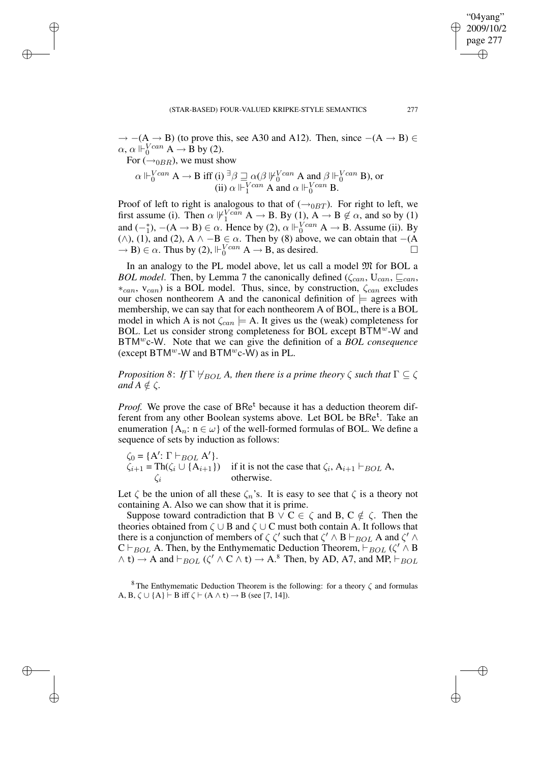$\rightarrow -(\mathrm{A} \rightarrow \mathrm{B})$ (to prove this, see A30 and A12). Then, since $-(\mathrm{A} \rightarrow \mathrm{B}) \in \alpha$, $\alpha \Vdash_0^{Vcan} \mathrm{A} \rightarrow \mathrm{B}$ by (2).

For ($\rightarrow_{0BR}$), we must show

$$\alpha \Vdash_0^{Vcan} \mathrm{A} \rightarrow \mathrm{B} \text{ iff (i) } \exists \beta \sqsupseteq \alpha(\beta \nVdash_0^{Vcan} \mathrm{A} \text{ and } \beta \Vdash_0^{Vcan} \mathrm{B}), \text{ or}$$
$$\text{(ii) } \alpha \Vdash_1^{Vcan} \mathrm{A} \text{ and } \alpha \Vdash_0^{Vcan} \mathrm{B}.$$

Proof of left to right is analogous to that of ($\rightarrow_{0BT}$). For right to left, we first assume (i). Then $\alpha \nVdash_1^{Vcan} \mathrm{A} \rightarrow \mathrm{B}$. By (1), $\mathrm{A} \rightarrow \mathrm{B} \notin \alpha$, and so by (1) and ($-_1^*$), $-(\mathrm{A} \rightarrow \mathrm{B}) \in \alpha$. Hence by (2), $\alpha \Vdash_0^{Vcan} \mathrm{A} \rightarrow \mathrm{B}$. Assume (ii). By ($\wedge$), (1), and (2), $\mathrm{A} \wedge -\mathrm{B} \in \alpha$. Then by (8) above, we can obtain that $-(\mathrm{A} \rightarrow \mathrm{B}) \in \alpha$. Thus by (2), $\Vdash_0^{Vcan} \mathrm{A} \rightarrow \mathrm{B}$, as desired. □

In an analogy to the PL model above, let us call a model $\mathfrak{M}$ for BOL a *BOL model*. Then, by Lemma 7 the canonically defined ($\zeta_{can}$, $\mathrm{U}_{can}$, $\sqsubseteq_{can}$, $*_{can}$, $\mathrm{v}_{can}$) is a BOL model. Thus, since, by construction, $\zeta_{can}$ excludes our chosen nontheorem A and the canonical definition of $\models$ agrees with membership, we can say that for each nontheorem A of BOL, there is a BOL model in which A is not $\zeta_{can} \models \mathrm{A}$. It gives us the (weak) completeness for BOL. Let us consider strong completeness for BOL except $\mathsf{BTM}^w$-W and $\mathsf{BTM}^w$c-W. Note that we can give the definition of a *BOL consequence* (except $\mathsf{BTM}^w$-W and $\mathsf{BTM}^w$c-W) as in PL.

*Proposition 8*: *If $\Gamma \nvdash_{BOL} A$, then there is a prime theory $\zeta$ such that $\Gamma \subseteq \zeta$ and $A \notin \zeta$.*

*Proof.* We prove the case of $\mathsf{BRe^t}$ because it has a deduction theorem different from any other Boolean systems above. Let BOL be $\mathsf{BRe^t}$. Take an enumeration $\{\mathrm{A}_n \colon \mathrm{n} \in \omega\}$ of the well-formed formulas of BOL. We define a sequence of sets by induction as follows:

$\zeta_0 = \{\mathrm{A}' \colon \Gamma \vdash_{BOL} \mathrm{A}'\}$.
$\zeta_{i+1} = \mathrm{Th}(\zeta_i \cup \{\mathrm{A}_{i+1}\})$ if it is not the case that $\zeta_i, \mathrm{A}_{i+1} \vdash_{BOL} \mathrm{A}$,
$\qquad \zeta_i$ otherwise.

Let $\zeta$ be the union of all these $\zeta_n$'s. It is easy to see that $\zeta$ is a theory not containing A. Also we can show that it is prime.

Suppose toward contradiction that $\mathrm{B} \vee \mathrm{C} \in \zeta$ and $\mathrm{B}, \mathrm{C} \notin \zeta$. Then the theories obtained from $\zeta \cup \mathrm{B}$ and $\zeta \cup \mathrm{C}$ must both contain A. It follows that there is a conjunction of members of $\zeta$ $\zeta'$ such that $\zeta' \wedge \mathrm{B} \vdash_{BOL} \mathrm{A}$ and $\zeta' \wedge \mathrm{C} \vdash_{BOL} \mathrm{A}$. Then, by the Enthymematic Deduction Theorem, $\vdash_{BOL} (\zeta' \wedge \mathrm{B} \wedge \mathsf{t}) \rightarrow \mathrm{A}$ and $\vdash_{BOL} (\zeta' \wedge \mathrm{C} \wedge \mathsf{t}) \rightarrow \mathrm{A}$.[8] Then, by AD, A7, and MP, $\vdash_{BOL}$

[8] The Enthymematic Deduction Theorem is the following: for a theory $\zeta$ and formulas A, B, $\zeta \cup \{\mathrm{A}\} \vdash \mathrm{B}$ iff $\zeta \vdash (\mathrm{A} \wedge \mathsf{t}) \rightarrow \mathrm{B}$ (see [7, 14]).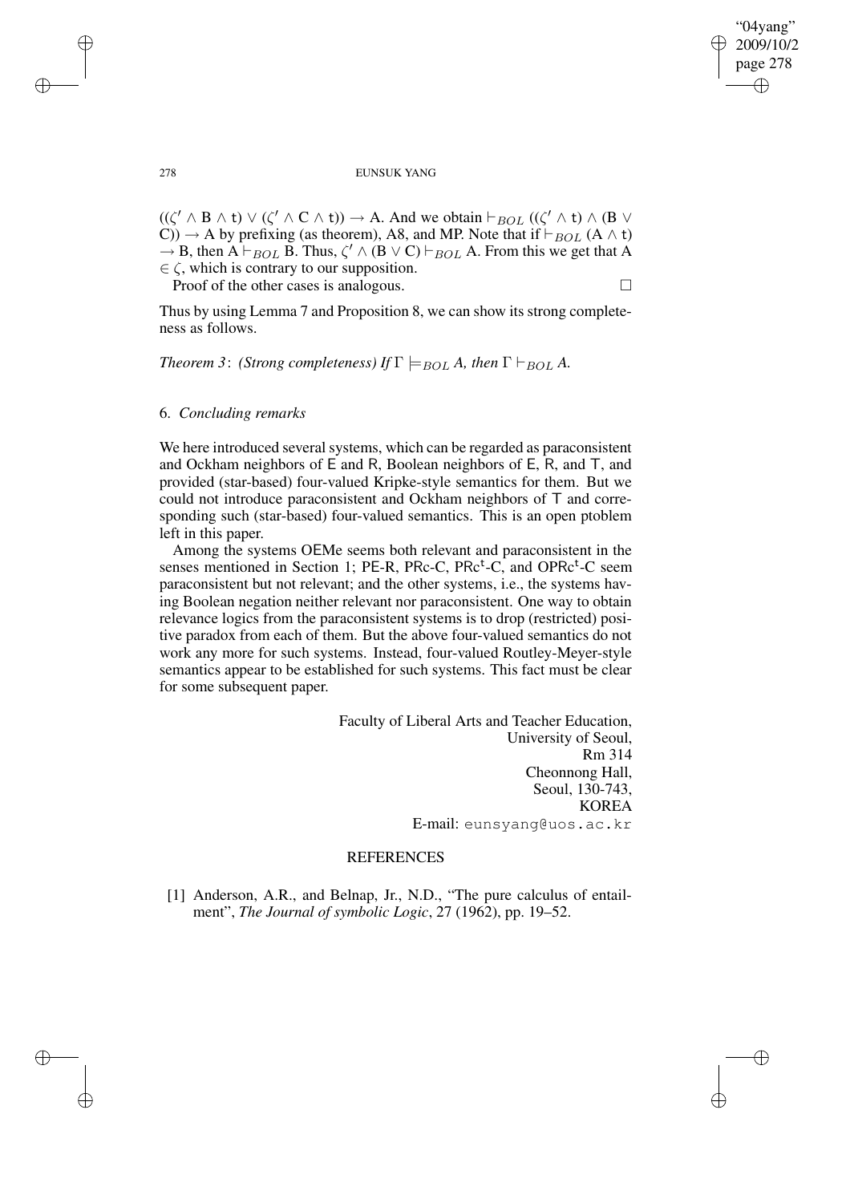$((\zeta' \wedge B \wedge t) \vee (\zeta' \wedge C \wedge t)) \rightarrow A$. And we obtain $\vdash_{BOL} ((\zeta' \wedge t) \wedge (B \vee C)) \rightarrow A$ by prefixing (as theorem), A8, and MP. Note that if $\vdash_{BOL} (A \wedge t) \rightarrow B$, then $A \vdash_{BOL} B$. Thus, $\zeta' \wedge (B \vee C) \vdash_{BOL} A$. From this we get that $A \in \zeta$, which is contrary to our supposition.

Proof of the other cases is analogous. □

Thus by using Lemma 7 and Proposition 8, we can show its strong completeness as follows.

*Theorem 3*: *(Strong completeness) If* $\Gamma \models_{BOL} A$*, then* $\Gamma \vdash_{BOL} A$*.*

## 6. *Concluding remarks*

We here introduced several systems, which can be regarded as paraconsistent and Ockham neighbors of E and R, Boolean neighbors of E, R, and T, and provided (star-based) four-valued Kripke-style semantics for them. But we could not introduce paraconsistent and Ockham neighbors of T and corresponding such (star-based) four-valued semantics. This is an open ptoblem left in this paper.

Among the systems OEMe seems both relevant and paraconsistent in the senses mentioned in Section 1; PE-R, PRc-C, PRc$^{t}$-C, and OPRc$^{t}$-C seem paraconsistent but not relevant; and the other systems, i.e., the systems having Boolean negation neither relevant nor paraconsistent. One way to obtain relevance logics from the paraconsistent systems is to drop (restricted) positive paradox from each of them. But the above four-valued semantics do not work any more for such systems. Instead, four-valued Routley-Meyer-style semantics appear to be established for such systems. This fact must be clear for some subsequent paper.

Faculty of Liberal Arts and Teacher Education,
University of Seoul,
Rm 314
Cheonnong Hall,
Seoul, 130-743,
KOREA
E-mail: eunsyang@uos.ac.kr

## REFERENCES

[1] Anderson, A.R., and Belnap, Jr., N.D., "The pure calculus of entailment", *The Journal of symbolic Logic*, 27 (1962), pp. 19–52.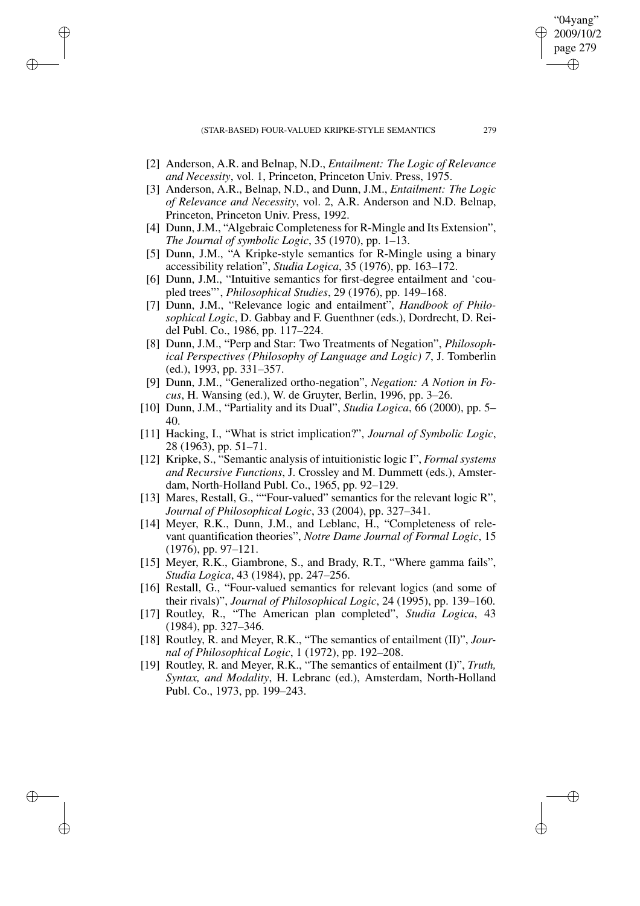[2] Anderson, A.R. and Belnap, N.D., *Entailment: The Logic of Relevance and Necessity*, vol. 1, Princeton, Princeton Univ. Press, 1975.

[3] Anderson, A.R., Belnap, N.D., and Dunn, J.M., *Entailment: The Logic of Relevance and Necessity*, vol. 2, A.R. Anderson and N.D. Belnap, Princeton, Princeton Univ. Press, 1992.

[4] Dunn, J.M., "Algebraic Completeness for R-Mingle and Its Extension", *The Journal of symbolic Logic*, 35 (1970), pp. 1–13.

[5] Dunn, J.M., "A Kripke-style semantics for R-Mingle using a binary accessibility relation", *Studia Logica*, 35 (1976), pp. 163–172.

[6] Dunn, J.M., "Intuitive semantics for first-degree entailment and 'coupled trees"', *Philosophical Studies*, 29 (1976), pp. 149–168.

[7] Dunn, J.M., "Relevance logic and entailment", *Handbook of Philosophical Logic*, D. Gabbay and F. Guenthner (eds.), Dordrecht, D. Reidel Publ. Co., 1986, pp. 117–224.

[8] Dunn, J.M., "Perp and Star: Two Treatments of Negation", *Philosophical Perspectives (Philosophy of Language and Logic) 7*, J. Tomberlin (ed.), 1993, pp. 331–357.

[9] Dunn, J.M., "Generalized ortho-negation", *Negation: A Notion in Focus*, H. Wansing (ed.), W. de Gruyter, Berlin, 1996, pp. 3–26.

[10] Dunn, J.M., "Partiality and its Dual", *Studia Logica*, 66 (2000), pp. 5–40.

[11] Hacking, I., "What is strict implication?", *Journal of Symbolic Logic*, 28 (1963), pp. 51–71.

[12] Kripke, S., "Semantic analysis of intuitionistic logic I", *Formal systems and Recursive Functions*, J. Crossley and M. Dummett (eds.), Amsterdam, North-Holland Publ. Co., 1965, pp. 92–129.

[13] Mares, Restall, G., ""Four-valued" semantics for the relevant logic R", *Journal of Philosophical Logic*, 33 (2004), pp. 327–341.

[14] Meyer, R.K., Dunn, J.M., and Leblanc, H., "Completeness of relevant quantification theories", *Notre Dame Journal of Formal Logic*, 15 (1976), pp. 97–121.

[15] Meyer, R.K., Giambrone, S., and Brady, R.T., "Where gamma fails", *Studia Logica*, 43 (1984), pp. 247–256.

[16] Restall, G., "Four-valued semantics for relevant logics (and some of their rivals)", *Journal of Philosophical Logic*, 24 (1995), pp. 139–160.

[17] Routley, R., "The American plan completed", *Studia Logica*, 43 (1984), pp. 327–346.

[18] Routley, R. and Meyer, R.K., "The semantics of entailment (II)", *Journal of Philosophical Logic*, 1 (1972), pp. 192–208.

[19] Routley, R. and Meyer, R.K., "The semantics of entailment (I)", *Truth, Syntax, and Modality*, H. Lebranc (ed.), Amsterdam, North-Holland Publ. Co., 1973, pp. 199–243.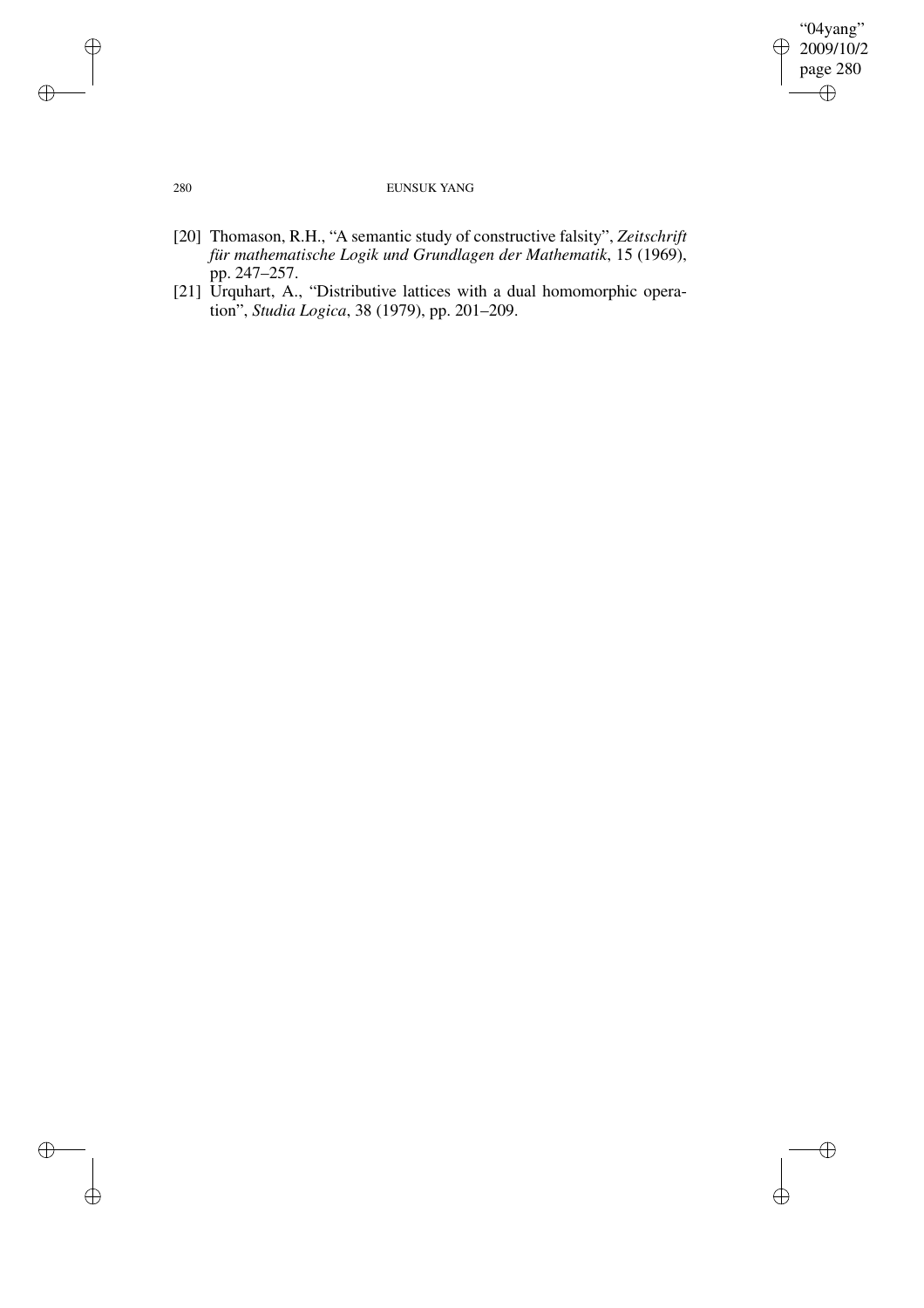[20] Thomason, R.H., "A semantic study of constructive falsity", *Zeitschrift für mathematische Logik und Grundlagen der Mathematik*, 15 (1969), pp. 247–257.

[21] Urquhart, A., "Distributive lattices with a dual homomorphic operation", *Studia Logica*, 38 (1979), pp. 201–209.